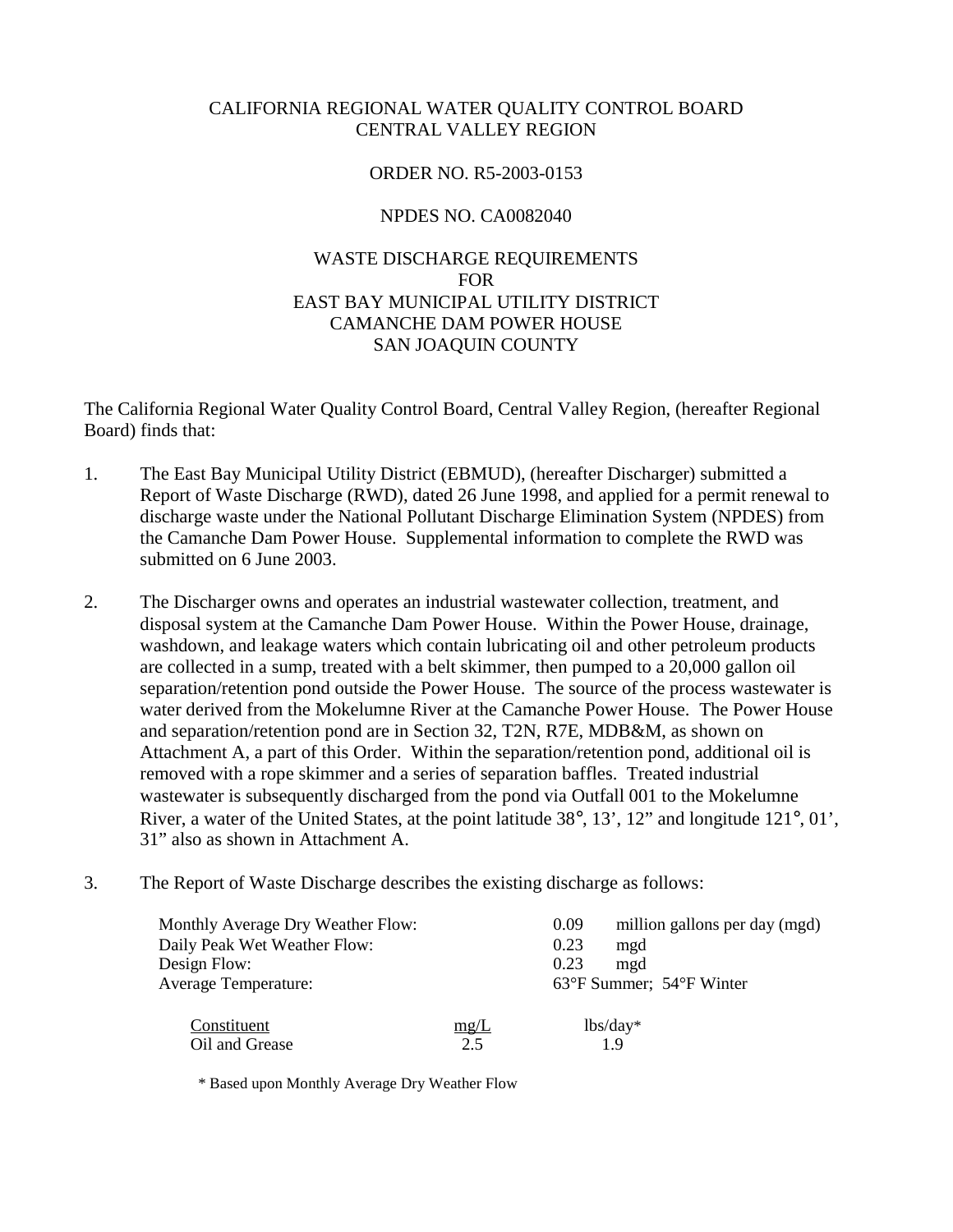CALIFORNIA REGIONAL WATER QUALITY CONTROL BOARD
CENTRAL VALLEY REGION

ORDER NO. R5-2003-0153

NPDES NO. CA0082040

WASTE DISCHARGE REQUIREMENTS
FOR
EAST BAY MUNICIPAL UTILITY DISTRICT
CAMANCHE DAM POWER HOUSE
SAN JOAQUIN COUNTY

The California Regional Water Quality Control Board, Central Valley Region, (hereafter Regional Board) finds that:

1. The East Bay Municipal Utility District (EBMUD), (hereafter Discharger) submitted a Report of Waste Discharge (RWD), dated 26 June 1998, and applied for a permit renewal to discharge waste under the National Pollutant Discharge Elimination System (NPDES) from the Camanche Dam Power House. Supplemental information to complete the RWD was submitted on 6 June 2003.

2. The Discharger owns and operates an industrial wastewater collection, treatment, and disposal system at the Camanche Dam Power House. Within the Power House, drainage, washdown, and leakage waters which contain lubricating oil and other petroleum products are collected in a sump, treated with a belt skimmer, then pumped to a 20,000 gallon oil separation/retention pond outside the Power House. The source of the process wastewater is water derived from the Mokelumne River at the Camanche Power House. The Power House and separation/retention pond are in Section 32, T2N, R7E, MDB&M, as shown on Attachment A, a part of this Order. Within the separation/retention pond, additional oil is removed with a rope skimmer and a series of separation baffles. Treated industrial wastewater is subsequently discharged from the pond via Outfall 001 to the Mokelumne River, a water of the United States, at the point latitude 38°, 13', 12" and longitude 121°, 01', 31" also as shown in Attachment A.

3. The Report of Waste Discharge describes the existing discharge as follows:

| | |
|---|---|
| Monthly Average Dry Weather Flow: | 0.09 million gallons per day (mgd) |
| Daily Peak Wet Weather Flow: | 0.23 mgd |
| Design Flow: | 0.23 mgd |
| Average Temperature: | 63°F Summer; 54°F Winter |

| Constituent | mg/L | lbs/day* |
|---|---|---|
| Oil and Grease | 2.5 | 1.9 |

\* Based upon Monthly Average Dry Weather Flow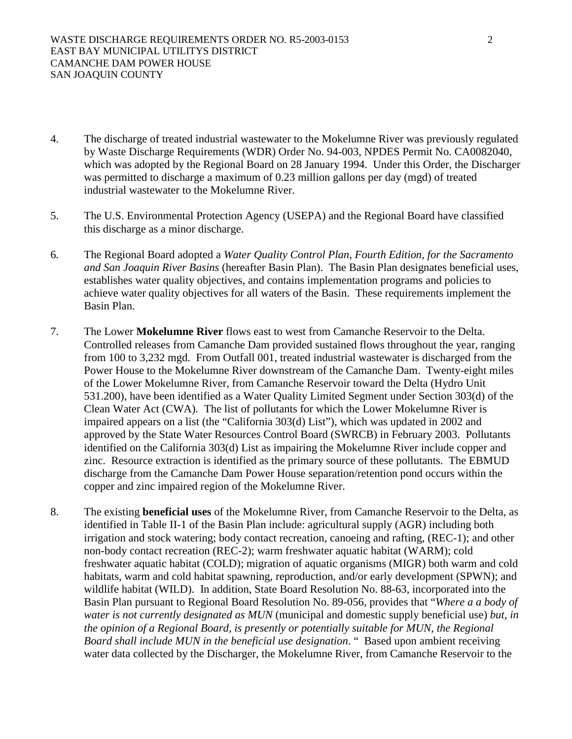4. The discharge of treated industrial wastewater to the Mokelumne River was previously regulated by Waste Discharge Requirements (WDR) Order No. 94-003, NPDES Permit No. CA0082040, which was adopted by the Regional Board on 28 January 1994. Under this Order, the Discharger was permitted to discharge a maximum of 0.23 million gallons per day (mgd) of treated industrial wastewater to the Mokelumne River.

5. The U.S. Environmental Protection Agency (USEPA) and the Regional Board have classified this discharge as a minor discharge.

6. The Regional Board adopted a *Water Quality Control Plan, Fourth Edition, for the Sacramento and San Joaquin River Basins* (hereafter Basin Plan). The Basin Plan designates beneficial uses, establishes water quality objectives, and contains implementation programs and policies to achieve water quality objectives for all waters of the Basin. These requirements implement the Basin Plan.

7. The Lower **Mokelumne River** flows east to west from Camanche Reservoir to the Delta. Controlled releases from Camanche Dam provided sustained flows throughout the year, ranging from 100 to 3,232 mgd. From Outfall 001, treated industrial wastewater is discharged from the Power House to the Mokelumne River downstream of the Camanche Dam. Twenty-eight miles of the Lower Mokelumne River, from Camanche Reservoir toward the Delta (Hydro Unit 531.200), have been identified as a Water Quality Limited Segment under Section 303(d) of the Clean Water Act (CWA). The list of pollutants for which the Lower Mokelumne River is impaired appears on a list (the "California 303(d) List"), which was updated in 2002 and approved by the State Water Resources Control Board (SWRCB) in February 2003. Pollutants identified on the California 303(d) List as impairing the Mokelumne River include copper and zinc. Resource extraction is identified as the primary source of these pollutants. The EBMUD discharge from the Camanche Dam Power House separation/retention pond occurs within the copper and zinc impaired region of the Mokelumne River.

8. The existing **beneficial uses** of the Mokelumne River, from Camanche Reservoir to the Delta, as identified in Table II-1 of the Basin Plan include: agricultural supply (AGR) including both irrigation and stock watering; body contact recreation, canoeing and rafting, (REC-1); and other non-body contact recreation (REC-2); warm freshwater aquatic habitat (WARM); cold freshwater aquatic habitat (COLD); migration of aquatic organisms (MIGR) both warm and cold habitats, warm and cold habitat spawning, reproduction, and/or early development (SPWN); and wildlife habitat (WILD). In addition, State Board Resolution No. 88-63, incorporated into the Basin Plan pursuant to Regional Board Resolution No. 89-056, provides that "*Where a a body of water is not currently designated as MUN* (municipal and domestic supply beneficial use) *but, in the opinion of a Regional Board, is presently or potentially suitable for MUN, the Regional Board shall include MUN in the beneficial use designation*. " Based upon ambient receiving water data collected by the Discharger, the Mokelumne River, from Camanche Reservoir to the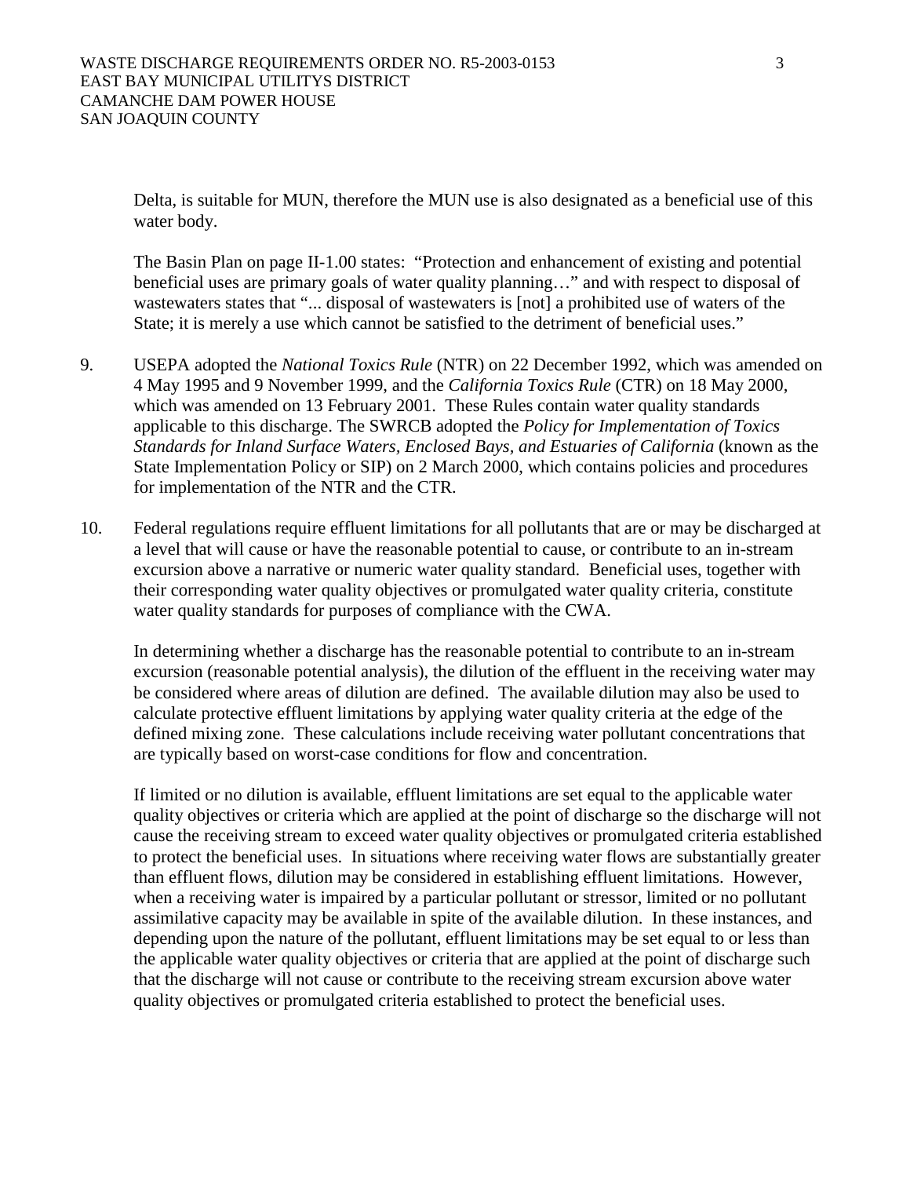Delta, is suitable for MUN, therefore the MUN use is also designated as a beneficial use of this water body.

The Basin Plan on page II-1.00 states: "Protection and enhancement of existing and potential beneficial uses are primary goals of water quality planning…" and with respect to disposal of wastewaters states that "... disposal of wastewaters is [not] a prohibited use of waters of the State; it is merely a use which cannot be satisfied to the detriment of beneficial uses."

9. USEPA adopted the *National Toxics Rule* (NTR) on 22 December 1992, which was amended on 4 May 1995 and 9 November 1999, and the *California Toxics Rule* (CTR) on 18 May 2000, which was amended on 13 February 2001. These Rules contain water quality standards applicable to this discharge. The SWRCB adopted the *Policy for Implementation of Toxics Standards for Inland Surface Waters, Enclosed Bays, and Estuaries of California* (known as the State Implementation Policy or SIP) on 2 March 2000, which contains policies and procedures for implementation of the NTR and the CTR.

10. Federal regulations require effluent limitations for all pollutants that are or may be discharged at a level that will cause or have the reasonable potential to cause, or contribute to an in-stream excursion above a narrative or numeric water quality standard. Beneficial uses, together with their corresponding water quality objectives or promulgated water quality criteria, constitute water quality standards for purposes of compliance with the CWA.

    In determining whether a discharge has the reasonable potential to contribute to an in-stream excursion (reasonable potential analysis), the dilution of the effluent in the receiving water may be considered where areas of dilution are defined. The available dilution may also be used to calculate protective effluent limitations by applying water quality criteria at the edge of the defined mixing zone. These calculations include receiving water pollutant concentrations that are typically based on worst-case conditions for flow and concentration.

    If limited or no dilution is available, effluent limitations are set equal to the applicable water quality objectives or criteria which are applied at the point of discharge so the discharge will not cause the receiving stream to exceed water quality objectives or promulgated criteria established to protect the beneficial uses. In situations where receiving water flows are substantially greater than effluent flows, dilution may be considered in establishing effluent limitations. However, when a receiving water is impaired by a particular pollutant or stressor, limited or no pollutant assimilative capacity may be available in spite of the available dilution. In these instances, and depending upon the nature of the pollutant, effluent limitations may be set equal to or less than the applicable water quality objectives or criteria that are applied at the point of discharge such that the discharge will not cause or contribute to the receiving stream excursion above water quality objectives or promulgated criteria established to protect the beneficial uses.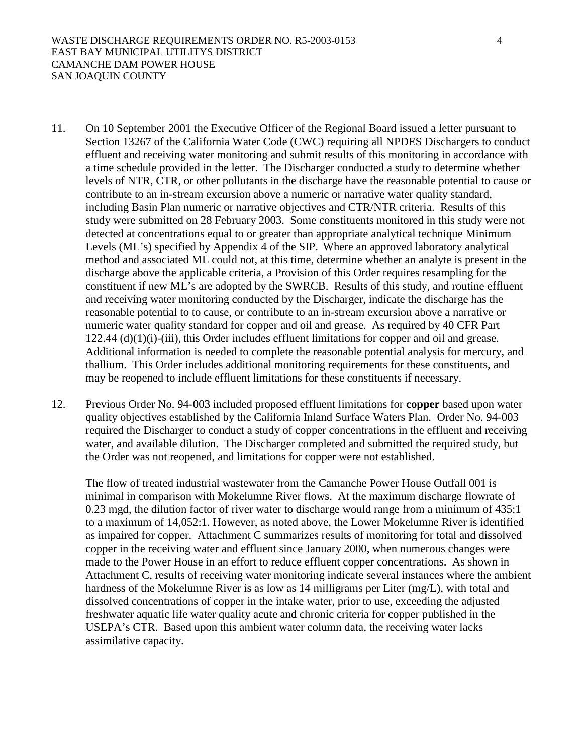11. On 10 September 2001 the Executive Officer of the Regional Board issued a letter pursuant to Section 13267 of the California Water Code (CWC) requiring all NPDES Dischargers to conduct effluent and receiving water monitoring and submit results of this monitoring in accordance with a time schedule provided in the letter. The Discharger conducted a study to determine whether levels of NTR, CTR, or other pollutants in the discharge have the reasonable potential to cause or contribute to an in-stream excursion above a numeric or narrative water quality standard, including Basin Plan numeric or narrative objectives and CTR/NTR criteria. Results of this study were submitted on 28 February 2003. Some constituents monitored in this study were not detected at concentrations equal to or greater than appropriate analytical technique Minimum Levels (ML's) specified by Appendix 4 of the SIP. Where an approved laboratory analytical method and associated ML could not, at this time, determine whether an analyte is present in the discharge above the applicable criteria, a Provision of this Order requires resampling for the constituent if new ML's are adopted by the SWRCB. Results of this study, and routine effluent and receiving water monitoring conducted by the Discharger, indicate the discharge has the reasonable potential to to cause, or contribute to an in-stream excursion above a narrative or numeric water quality standard for copper and oil and grease. As required by 40 CFR Part 122.44 (d)(1)(i)-(iii), this Order includes effluent limitations for copper and oil and grease. Additional information is needed to complete the reasonable potential analysis for mercury, and thallium. This Order includes additional monitoring requirements for these constituents, and may be reopened to include effluent limitations for these constituents if necessary.

12. Previous Order No. 94-003 included proposed effluent limitations for **copper** based upon water quality objectives established by the California Inland Surface Waters Plan. Order No. 94-003 required the Discharger to conduct a study of copper concentrations in the effluent and receiving water, and available dilution. The Discharger completed and submitted the required study, but the Order was not reopened, and limitations for copper were not established.

    The flow of treated industrial wastewater from the Camanche Power House Outfall 001 is minimal in comparison with Mokelumne River flows. At the maximum discharge flowrate of 0.23 mgd, the dilution factor of river water to discharge would range from a minimum of 435:1 to a maximum of 14,052:1. However, as noted above, the Lower Mokelumne River is identified as impaired for copper. Attachment C summarizes results of monitoring for total and dissolved copper in the receiving water and effluent since January 2000, when numerous changes were made to the Power House in an effort to reduce effluent copper concentrations. As shown in Attachment C, results of receiving water monitoring indicate several instances where the ambient hardness of the Mokelumne River is as low as 14 milligrams per Liter (mg/L), with total and dissolved concentrations of copper in the intake water, prior to use, exceeding the adjusted freshwater aquatic life water quality acute and chronic criteria for copper published in the USEPA's CTR. Based upon this ambient water column data, the receiving water lacks assimilative capacity.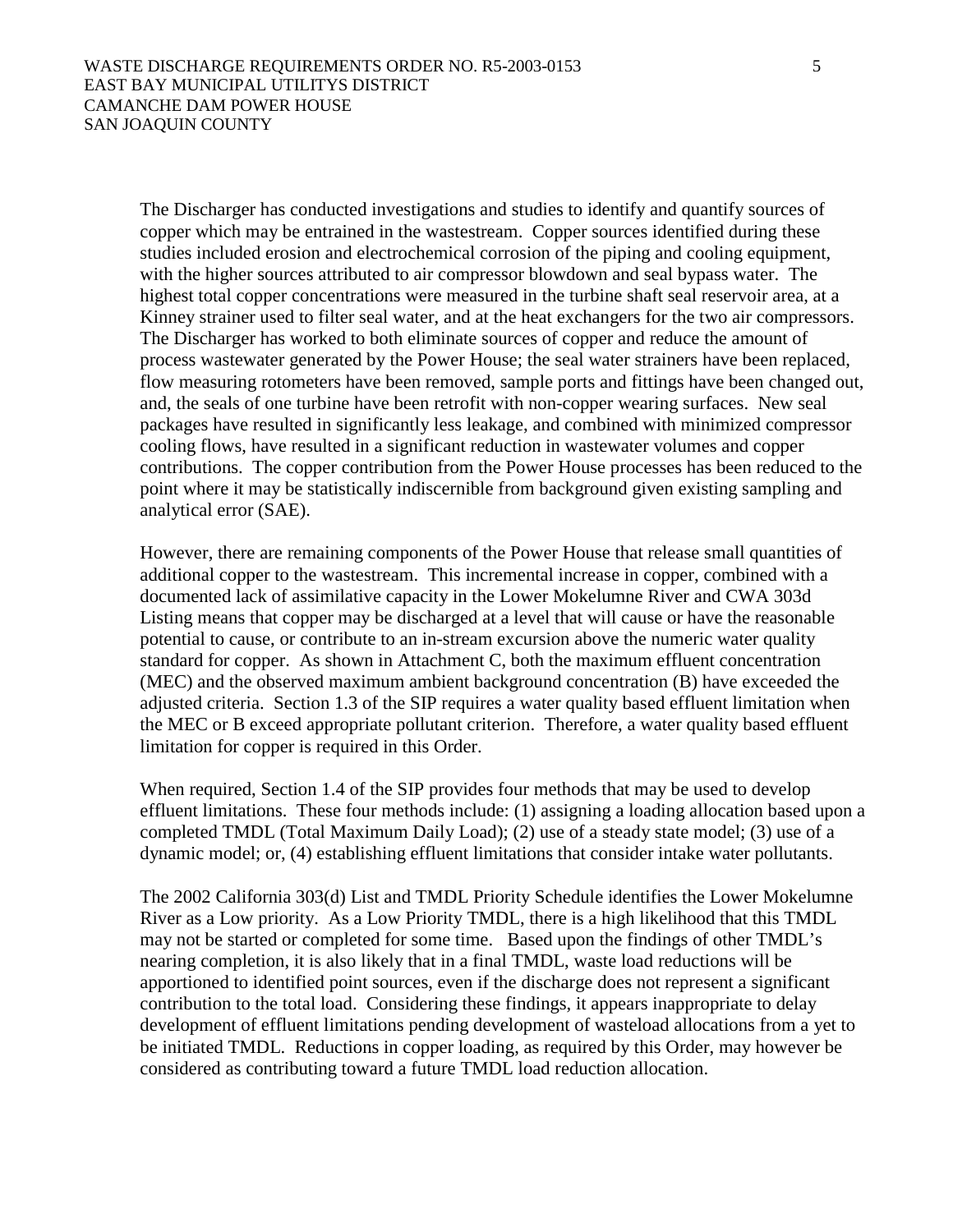The Discharger has conducted investigations and studies to identify and quantify sources of copper which may be entrained in the wastestream. Copper sources identified during these studies included erosion and electrochemical corrosion of the piping and cooling equipment, with the higher sources attributed to air compressor blowdown and seal bypass water. The highest total copper concentrations were measured in the turbine shaft seal reservoir area, at a Kinney strainer used to filter seal water, and at the heat exchangers for the two air compressors. The Discharger has worked to both eliminate sources of copper and reduce the amount of process wastewater generated by the Power House; the seal water strainers have been replaced, flow measuring rotometers have been removed, sample ports and fittings have been changed out, and, the seals of one turbine have been retrofit with non-copper wearing surfaces. New seal packages have resulted in significantly less leakage, and combined with minimized compressor cooling flows, have resulted in a significant reduction in wastewater volumes and copper contributions. The copper contribution from the Power House processes has been reduced to the point where it may be statistically indiscernible from background given existing sampling and analytical error (SAE).

However, there are remaining components of the Power House that release small quantities of additional copper to the wastestream. This incremental increase in copper, combined with a documented lack of assimilative capacity in the Lower Mokelumne River and CWA 303d Listing means that copper may be discharged at a level that will cause or have the reasonable potential to cause, or contribute to an in-stream excursion above the numeric water quality standard for copper. As shown in Attachment C, both the maximum effluent concentration (MEC) and the observed maximum ambient background concentration (B) have exceeded the adjusted criteria. Section 1.3 of the SIP requires a water quality based effluent limitation when the MEC or B exceed appropriate pollutant criterion. Therefore, a water quality based effluent limitation for copper is required in this Order.

When required, Section 1.4 of the SIP provides four methods that may be used to develop effluent limitations. These four methods include: (1) assigning a loading allocation based upon a completed TMDL (Total Maximum Daily Load); (2) use of a steady state model; (3) use of a dynamic model; or, (4) establishing effluent limitations that consider intake water pollutants.

The 2002 California 303(d) List and TMDL Priority Schedule identifies the Lower Mokelumne River as a Low priority. As a Low Priority TMDL, there is a high likelihood that this TMDL may not be started or completed for some time. Based upon the findings of other TMDL's nearing completion, it is also likely that in a final TMDL, waste load reductions will be apportioned to identified point sources, even if the discharge does not represent a significant contribution to the total load. Considering these findings, it appears inappropriate to delay development of effluent limitations pending development of wasteload allocations from a yet to be initiated TMDL. Reductions in copper loading, as required by this Order, may however be considered as contributing toward a future TMDL load reduction allocation.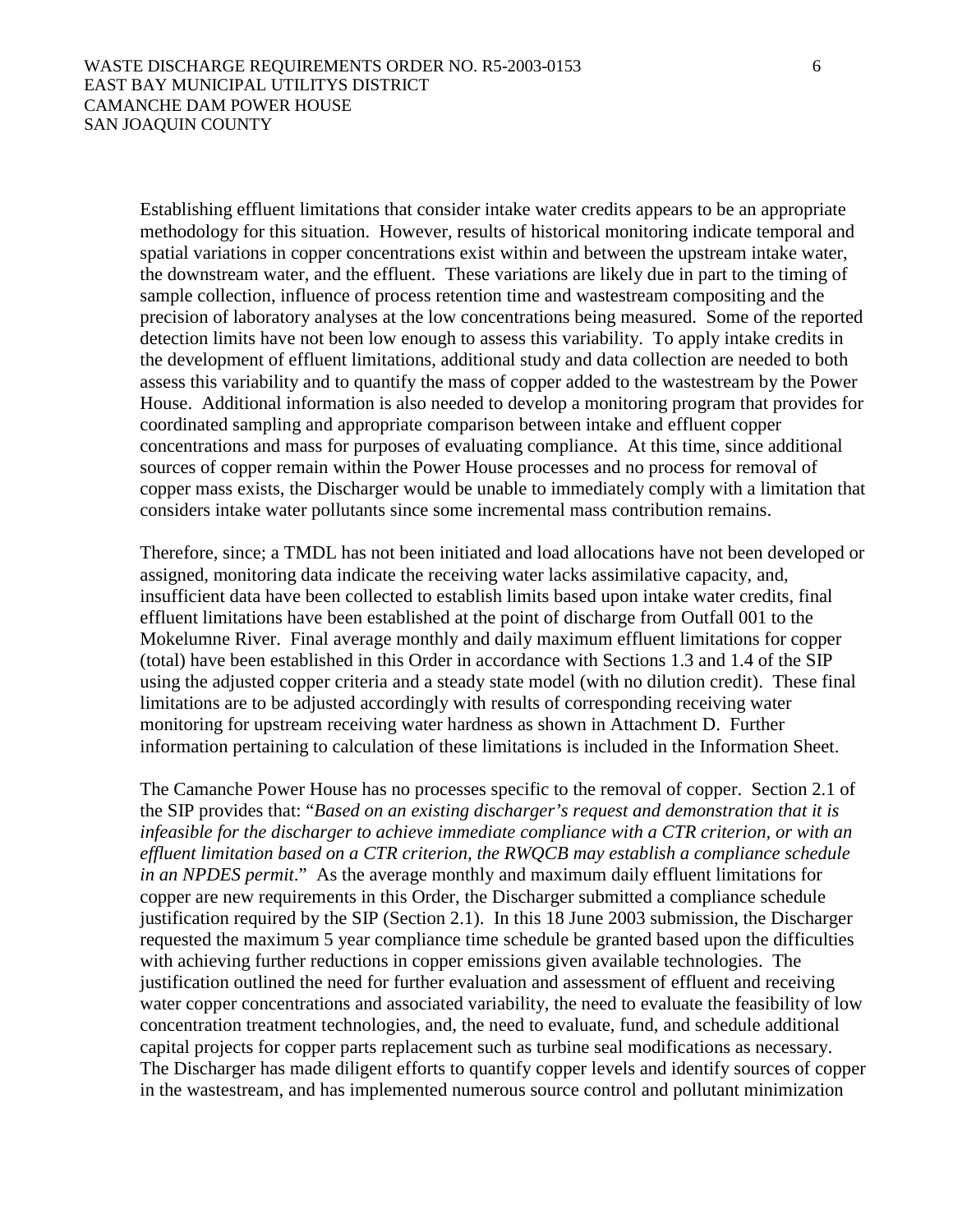Establishing effluent limitations that consider intake water credits appears to be an appropriate methodology for this situation. However, results of historical monitoring indicate temporal and spatial variations in copper concentrations exist within and between the upstream intake water, the downstream water, and the effluent. These variations are likely due in part to the timing of sample collection, influence of process retention time and wastestream compositing and the precision of laboratory analyses at the low concentrations being measured. Some of the reported detection limits have not been low enough to assess this variability. To apply intake credits in the development of effluent limitations, additional study and data collection are needed to both assess this variability and to quantify the mass of copper added to the wastestream by the Power House. Additional information is also needed to develop a monitoring program that provides for coordinated sampling and appropriate comparison between intake and effluent copper concentrations and mass for purposes of evaluating compliance. At this time, since additional sources of copper remain within the Power House processes and no process for removal of copper mass exists, the Discharger would be unable to immediately comply with a limitation that considers intake water pollutants since some incremental mass contribution remains.

Therefore, since; a TMDL has not been initiated and load allocations have not been developed or assigned, monitoring data indicate the receiving water lacks assimilative capacity, and, insufficient data have been collected to establish limits based upon intake water credits, final effluent limitations have been established at the point of discharge from Outfall 001 to the Mokelumne River. Final average monthly and daily maximum effluent limitations for copper (total) have been established in this Order in accordance with Sections 1.3 and 1.4 of the SIP using the adjusted copper criteria and a steady state model (with no dilution credit). These final limitations are to be adjusted accordingly with results of corresponding receiving water monitoring for upstream receiving water hardness as shown in Attachment D. Further information pertaining to calculation of these limitations is included in the Information Sheet.

The Camanche Power House has no processes specific to the removal of copper. Section 2.1 of the SIP provides that: "*Based on an existing discharger's request and demonstration that it is infeasible for the discharger to achieve immediate compliance with a CTR criterion, or with an effluent limitation based on a CTR criterion, the RWQCB may establish a compliance schedule in an NPDES permit*." As the average monthly and maximum daily effluent limitations for copper are new requirements in this Order, the Discharger submitted a compliance schedule justification required by the SIP (Section 2.1). In this 18 June 2003 submission, the Discharger requested the maximum 5 year compliance time schedule be granted based upon the difficulties with achieving further reductions in copper emissions given available technologies. The justification outlined the need for further evaluation and assessment of effluent and receiving water copper concentrations and associated variability, the need to evaluate the feasibility of low concentration treatment technologies, and, the need to evaluate, fund, and schedule additional capital projects for copper parts replacement such as turbine seal modifications as necessary. The Discharger has made diligent efforts to quantify copper levels and identify sources of copper in the wastestream, and has implemented numerous source control and pollutant minimization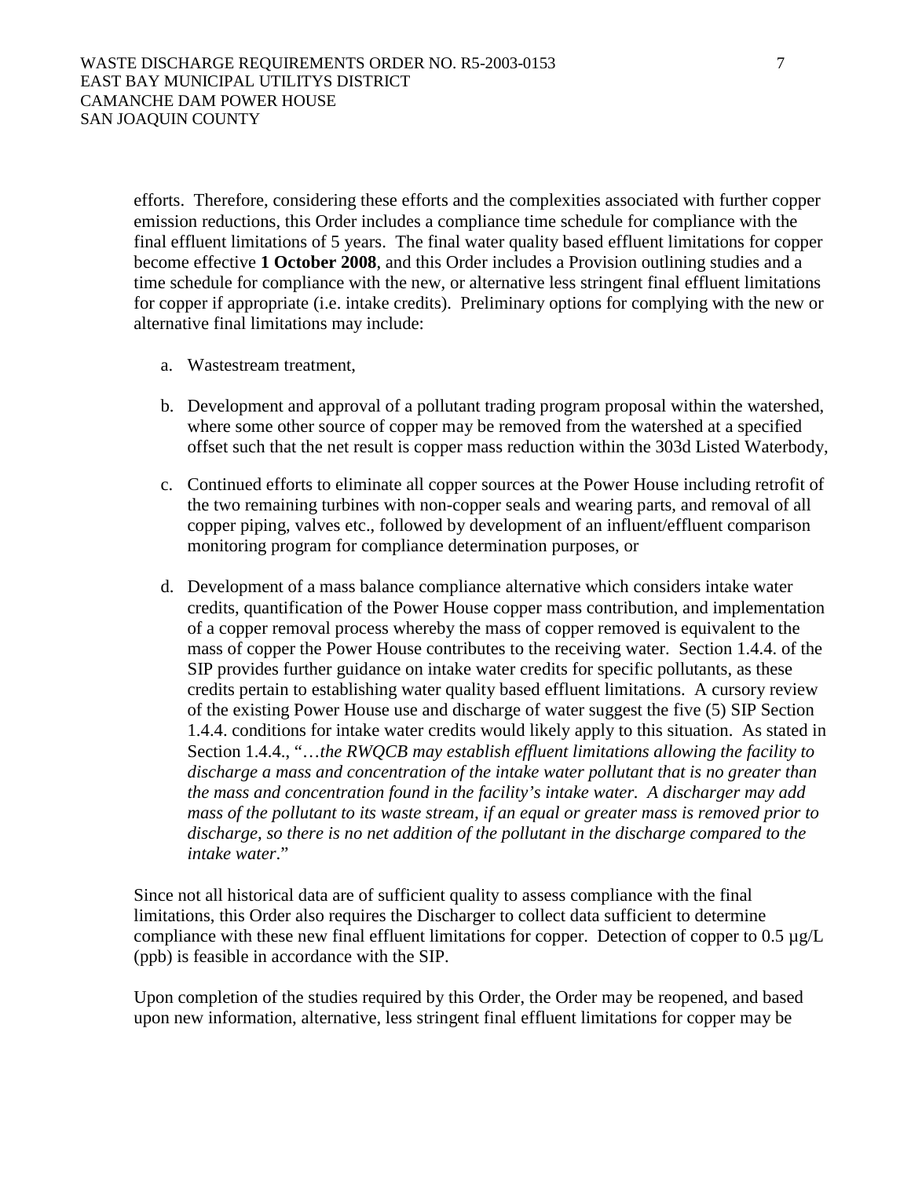efforts. Therefore, considering these efforts and the complexities associated with further copper emission reductions, this Order includes a compliance time schedule for compliance with the final effluent limitations of 5 years. The final water quality based effluent limitations for copper become effective **1 October 2008**, and this Order includes a Provision outlining studies and a time schedule for compliance with the new, or alternative less stringent final effluent limitations for copper if appropriate (i.e. intake credits). Preliminary options for complying with the new or alternative final limitations may include:

a. Wastestream treatment,

b. Development and approval of a pollutant trading program proposal within the watershed, where some other source of copper may be removed from the watershed at a specified offset such that the net result is copper mass reduction within the 303d Listed Waterbody,

c. Continued efforts to eliminate all copper sources at the Power House including retrofit of the two remaining turbines with non-copper seals and wearing parts, and removal of all copper piping, valves etc., followed by development of an influent/effluent comparison monitoring program for compliance determination purposes, or

d. Development of a mass balance compliance alternative which considers intake water credits, quantification of the Power House copper mass contribution, and implementation of a copper removal process whereby the mass of copper removed is equivalent to the mass of copper the Power House contributes to the receiving water. Section 1.4.4. of the SIP provides further guidance on intake water credits for specific pollutants, as these credits pertain to establishing water quality based effluent limitations. A cursory review of the existing Power House use and discharge of water suggest the five (5) SIP Section 1.4.4. conditions for intake water credits would likely apply to this situation. As stated in Section 1.4.4., "…*the RWQCB may establish effluent limitations allowing the facility to discharge a mass and concentration of the intake water pollutant that is no greater than the mass and concentration found in the facility's intake water. A discharger may add mass of the pollutant to its waste stream, if an equal or greater mass is removed prior to discharge, so there is no net addition of the pollutant in the discharge compared to the intake water*."

Since not all historical data are of sufficient quality to assess compliance with the final limitations, this Order also requires the Discharger to collect data sufficient to determine compliance with these new final effluent limitations for copper. Detection of copper to 0.5 µg/L (ppb) is feasible in accordance with the SIP.

Upon completion of the studies required by this Order, the Order may be reopened, and based upon new information, alternative, less stringent final effluent limitations for copper may be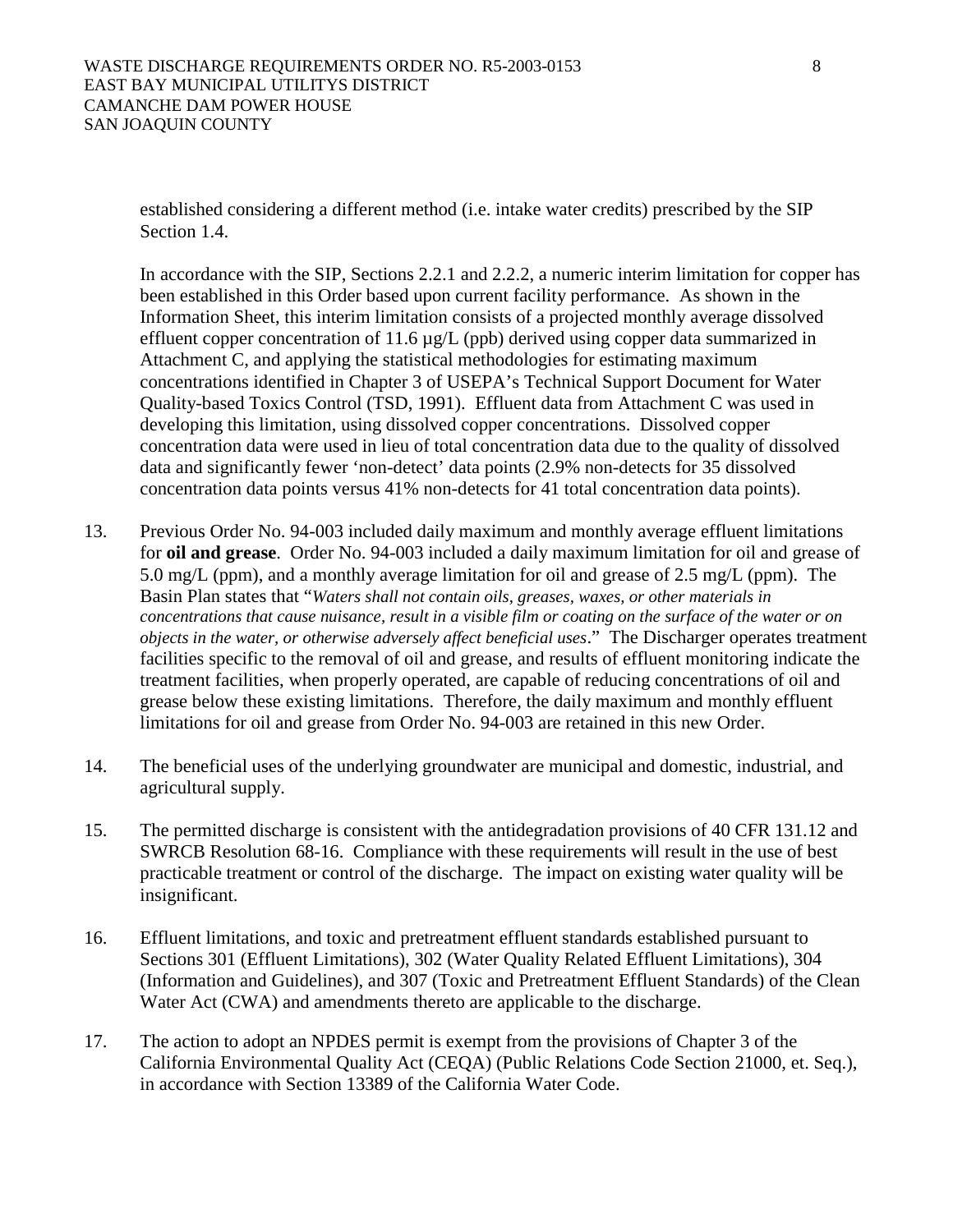established considering a different method (i.e. intake water credits) prescribed by the SIP Section 1.4.

In accordance with the SIP, Sections 2.2.1 and 2.2.2, a numeric interim limitation for copper has been established in this Order based upon current facility performance. As shown in the Information Sheet, this interim limitation consists of a projected monthly average dissolved effluent copper concentration of 11.6 µg/L (ppb) derived using copper data summarized in Attachment C, and applying the statistical methodologies for estimating maximum concentrations identified in Chapter 3 of USEPA's Technical Support Document for Water Quality-based Toxics Control (TSD, 1991). Effluent data from Attachment C was used in developing this limitation, using dissolved copper concentrations. Dissolved copper concentration data were used in lieu of total concentration data due to the quality of dissolved data and significantly fewer 'non-detect' data points (2.9% non-detects for 35 dissolved concentration data points versus 41% non-detects for 41 total concentration data points).

13. Previous Order No. 94-003 included daily maximum and monthly average effluent limitations for **oil and grease**. Order No. 94-003 included a daily maximum limitation for oil and grease of 5.0 mg/L (ppm), and a monthly average limitation for oil and grease of 2.5 mg/L (ppm). The Basin Plan states that "*Waters shall not contain oils, greases, waxes, or other materials in concentrations that cause nuisance, result in a visible film or coating on the surface of the water or on objects in the water, or otherwise adversely affect beneficial uses*." The Discharger operates treatment facilities specific to the removal of oil and grease, and results of effluent monitoring indicate the treatment facilities, when properly operated, are capable of reducing concentrations of oil and grease below these existing limitations. Therefore, the daily maximum and monthly effluent limitations for oil and grease from Order No. 94-003 are retained in this new Order.

14. The beneficial uses of the underlying groundwater are municipal and domestic, industrial, and agricultural supply.

15. The permitted discharge is consistent with the antidegradation provisions of 40 CFR 131.12 and SWRCB Resolution 68-16. Compliance with these requirements will result in the use of best practicable treatment or control of the discharge. The impact on existing water quality will be insignificant.

16. Effluent limitations, and toxic and pretreatment effluent standards established pursuant to Sections 301 (Effluent Limitations), 302 (Water Quality Related Effluent Limitations), 304 (Information and Guidelines), and 307 (Toxic and Pretreatment Effluent Standards) of the Clean Water Act (CWA) and amendments thereto are applicable to the discharge.

17. The action to adopt an NPDES permit is exempt from the provisions of Chapter 3 of the California Environmental Quality Act (CEQA) (Public Relations Code Section 21000, et. Seq.), in accordance with Section 13389 of the California Water Code.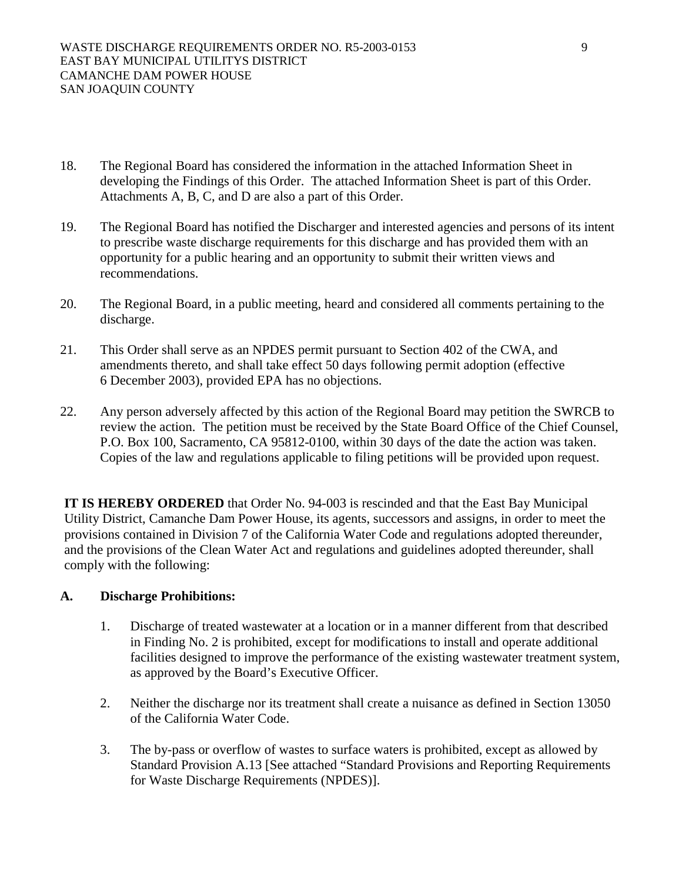18. The Regional Board has considered the information in the attached Information Sheet in developing the Findings of this Order. The attached Information Sheet is part of this Order. Attachments A, B, C, and D are also a part of this Order.

19. The Regional Board has notified the Discharger and interested agencies and persons of its intent to prescribe waste discharge requirements for this discharge and has provided them with an opportunity for a public hearing and an opportunity to submit their written views and recommendations.

20. The Regional Board, in a public meeting, heard and considered all comments pertaining to the discharge.

21. This Order shall serve as an NPDES permit pursuant to Section 402 of the CWA, and amendments thereto, and shall take effect 50 days following permit adoption (effective 6 December 2003), provided EPA has no objections.

22. Any person adversely affected by this action of the Regional Board may petition the SWRCB to review the action. The petition must be received by the State Board Office of the Chief Counsel, P.O. Box 100, Sacramento, CA 95812-0100, within 30 days of the date the action was taken. Copies of the law and regulations applicable to filing petitions will be provided upon request.

**IT IS HEREBY ORDERED** that Order No. 94-003 is rescinded and that the East Bay Municipal Utility District, Camanche Dam Power House, its agents, successors and assigns, in order to meet the provisions contained in Division 7 of the California Water Code and regulations adopted thereunder, and the provisions of the Clean Water Act and regulations and guidelines adopted thereunder, shall comply with the following:

**A. Discharge Prohibitions:**

1. Discharge of treated wastewater at a location or in a manner different from that described in Finding No. 2 is prohibited, except for modifications to install and operate additional facilities designed to improve the performance of the existing wastewater treatment system, as approved by the Board's Executive Officer.

2. Neither the discharge nor its treatment shall create a nuisance as defined in Section 13050 of the California Water Code.

3. The by-pass or overflow of wastes to surface waters is prohibited, except as allowed by Standard Provision A.13 [See attached "Standard Provisions and Reporting Requirements for Waste Discharge Requirements (NPDES)].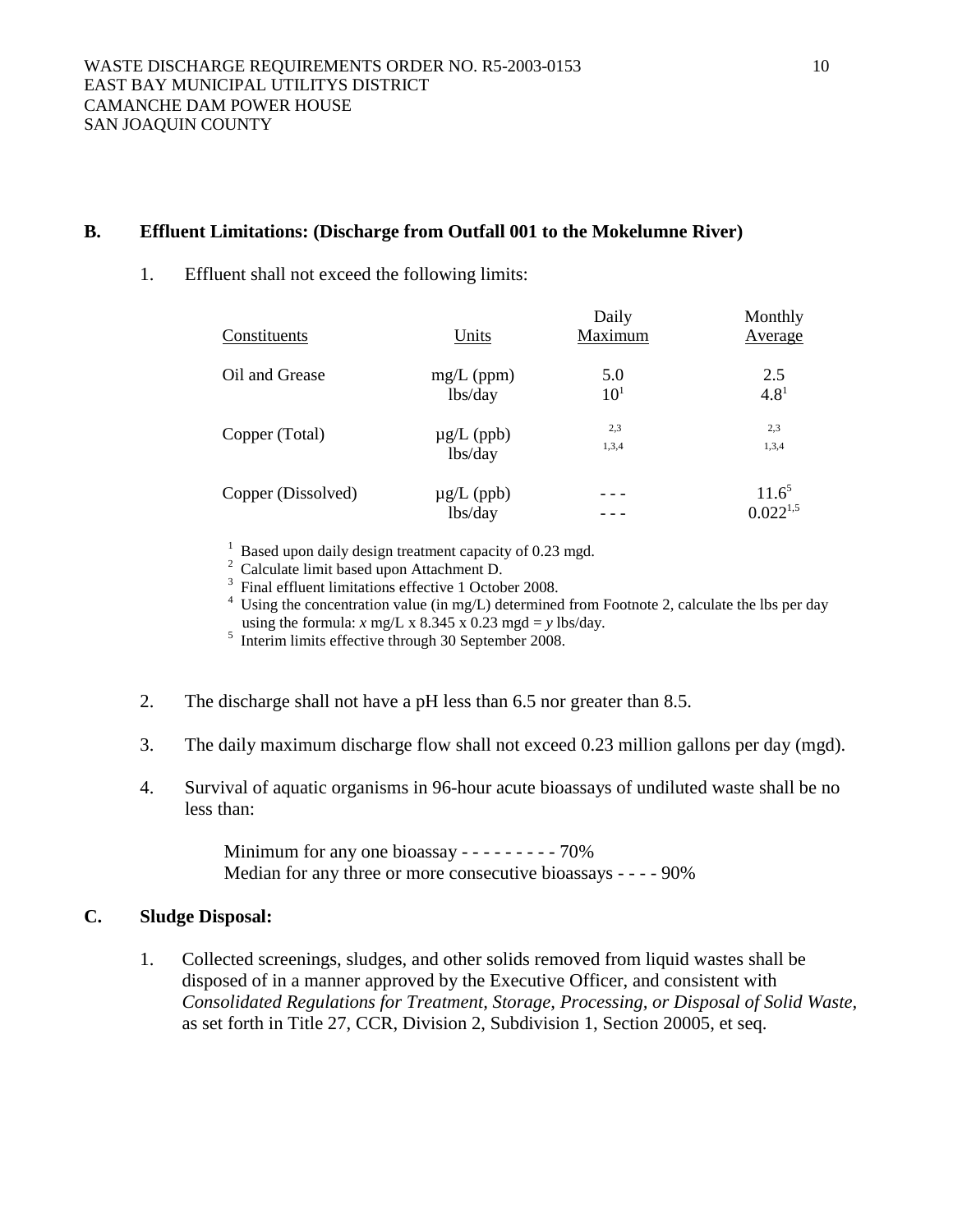## B. Effluent Limitations: (Discharge from Outfall 001 to the Mokelumne River)

1. Effluent shall not exceed the following limits:

| Constituents | Units | Daily Maximum | Monthly Average |
|---|---|---|---|
| Oil and Grease | mg/L (ppm) | 5.0 | 2.5 |
| | lbs/day | 10[1] | 4.8[1] |
| Copper (Total) | µg/L (ppb) | [2,3] | [2,3] |
| | lbs/day | [1,3,4] | [1,3,4] |
| Copper (Dissolved) | µg/L (ppb) | - - - | 11.6[5] |
| | lbs/day | - - - | 0.022[1,5] |

[1] Based upon daily design treatment capacity of 0.23 mgd.
[2] Calculate limit based upon Attachment D.
[3] Final effluent limitations effective 1 October 2008.
[4] Using the concentration value (in mg/L) determined from Footnote 2, calculate the lbs per day using the formula: $x$ mg/L x 8.345 x 0.23 mgd = $y$ lbs/day.
[5] Interim limits effective through 30 September 2008.

2. The discharge shall not have a pH less than 6.5 nor greater than 8.5.

3. The daily maximum discharge flow shall not exceed 0.23 million gallons per day (mgd).

4. Survival of aquatic organisms in 96-hour acute bioassays of undiluted waste shall be no less than:

   Minimum for any one bioassay - - - - - - - - - 70%
   Median for any three or more consecutive bioassays - - - - 90%

## C. Sludge Disposal:

1. Collected screenings, sludges, and other solids removed from liquid wastes shall be disposed of in a manner approved by the Executive Officer, and consistent with *Consolidated Regulations for Treatment, Storage, Processing, or Disposal of Solid Waste*, as set forth in Title 27, CCR, Division 2, Subdivision 1, Section 20005, et seq.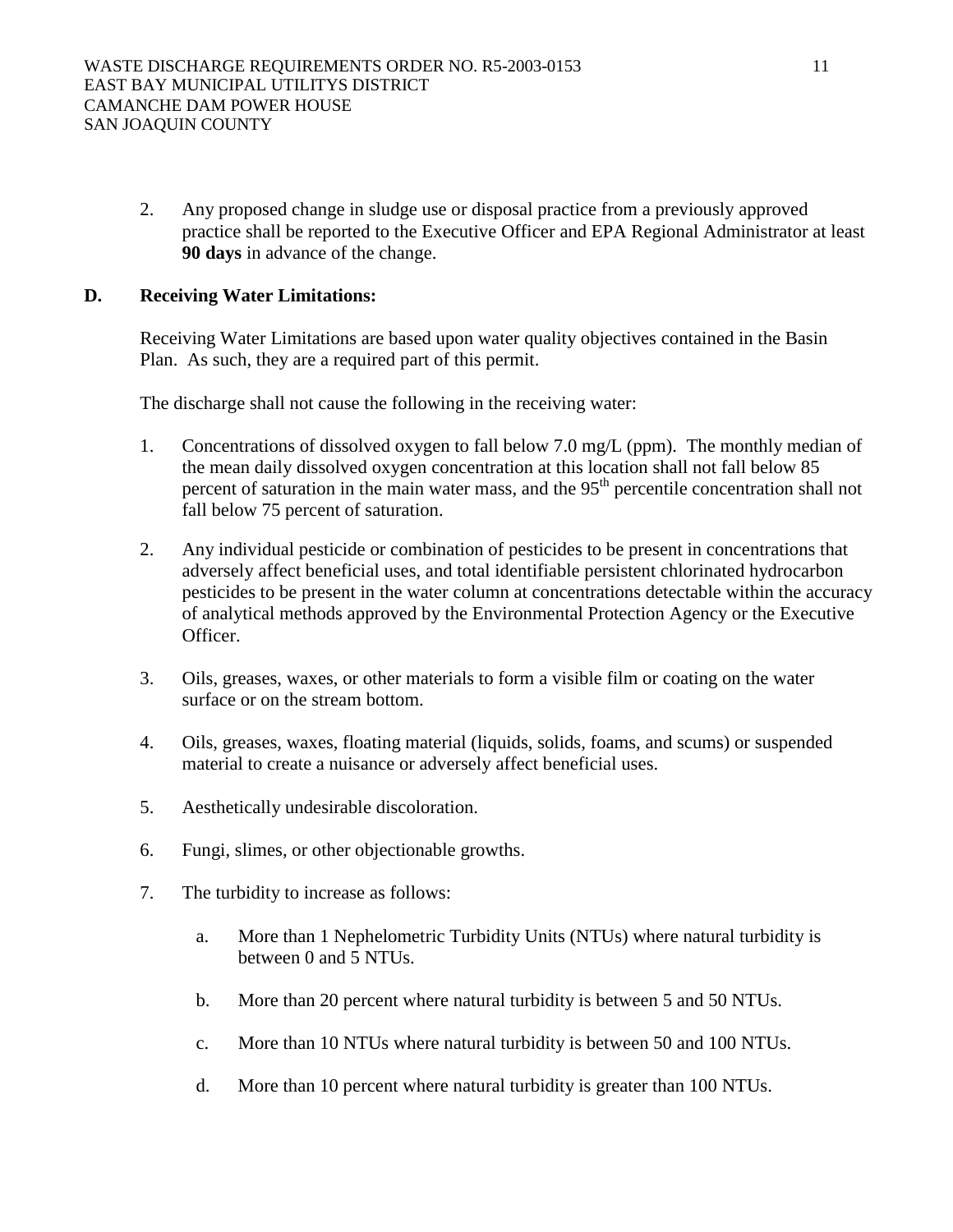2. Any proposed change in sludge use or disposal practice from a previously approved practice shall be reported to the Executive Officer and EPA Regional Administrator at least **90 days** in advance of the change.

**D. Receiving Water Limitations:**

Receiving Water Limitations are based upon water quality objectives contained in the Basin Plan. As such, they are a required part of this permit.

The discharge shall not cause the following in the receiving water:

1. Concentrations of dissolved oxygen to fall below 7.0 mg/L (ppm). The monthly median of the mean daily dissolved oxygen concentration at this location shall not fall below 85 percent of saturation in the main water mass, and the 95$^{th}$ percentile concentration shall not fall below 75 percent of saturation.

2. Any individual pesticide or combination of pesticides to be present in concentrations that adversely affect beneficial uses, and total identifiable persistent chlorinated hydrocarbon pesticides to be present in the water column at concentrations detectable within the accuracy of analytical methods approved by the Environmental Protection Agency or the Executive Officer.

3. Oils, greases, waxes, or other materials to form a visible film or coating on the water surface or on the stream bottom.

4. Oils, greases, waxes, floating material (liquids, solids, foams, and scums) or suspended material to create a nuisance or adversely affect beneficial uses.

5. Aesthetically undesirable discoloration.

6. Fungi, slimes, or other objectionable growths.

7. The turbidity to increase as follows:

   a. More than 1 Nephelometric Turbidity Units (NTUs) where natural turbidity is between 0 and 5 NTUs.

   b. More than 20 percent where natural turbidity is between 5 and 50 NTUs.

   c. More than 10 NTUs where natural turbidity is between 50 and 100 NTUs.

   d. More than 10 percent where natural turbidity is greater than 100 NTUs.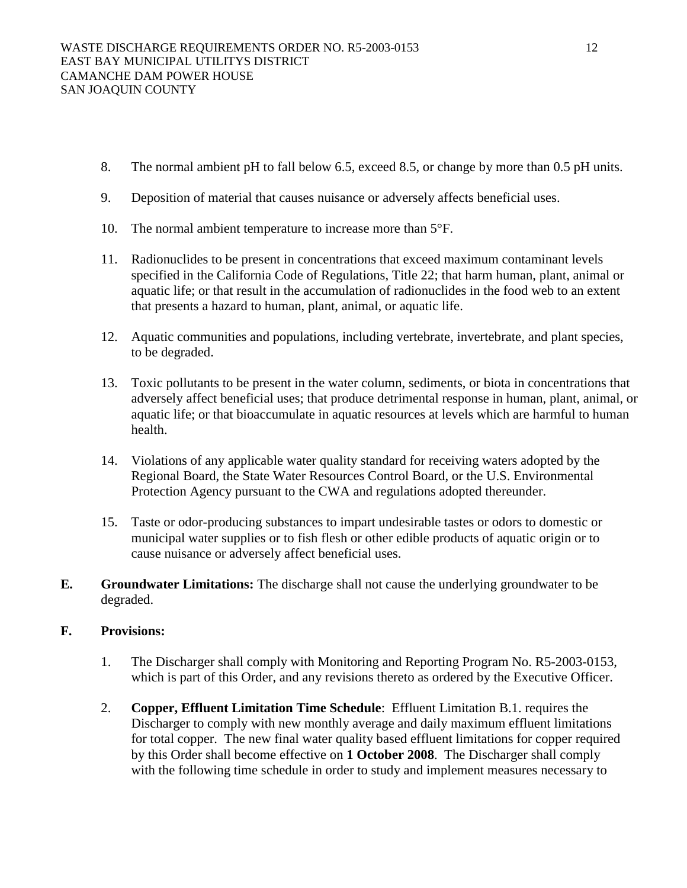8. The normal ambient pH to fall below 6.5, exceed 8.5, or change by more than 0.5 pH units.

9. Deposition of material that causes nuisance or adversely affects beneficial uses.

10. The normal ambient temperature to increase more than 5°F.

11. Radionuclides to be present in concentrations that exceed maximum contaminant levels specified in the California Code of Regulations, Title 22; that harm human, plant, animal or aquatic life; or that result in the accumulation of radionuclides in the food web to an extent that presents a hazard to human, plant, animal, or aquatic life.

12. Aquatic communities and populations, including vertebrate, invertebrate, and plant species, to be degraded.

13. Toxic pollutants to be present in the water column, sediments, or biota in concentrations that adversely affect beneficial uses; that produce detrimental response in human, plant, animal, or aquatic life; or that bioaccumulate in aquatic resources at levels which are harmful to human health.

14. Violations of any applicable water quality standard for receiving waters adopted by the Regional Board, the State Water Resources Control Board, or the U.S. Environmental Protection Agency pursuant to the CWA and regulations adopted thereunder.

15. Taste or odor-producing substances to impart undesirable tastes or odors to domestic or municipal water supplies or to fish flesh or other edible products of aquatic origin or to cause nuisance or adversely affect beneficial uses.

**E. Groundwater Limitations:** The discharge shall not cause the underlying groundwater to be degraded.

**F. Provisions:**

1. The Discharger shall comply with Monitoring and Reporting Program No. R5-2003-0153, which is part of this Order, and any revisions thereto as ordered by the Executive Officer.

2. **Copper, Effluent Limitation Time Schedule**: Effluent Limitation B.1. requires the Discharger to comply with new monthly average and daily maximum effluent limitations for total copper. The new final water quality based effluent limitations for copper required by this Order shall become effective on **1 October 2008**. The Discharger shall comply with the following time schedule in order to study and implement measures necessary to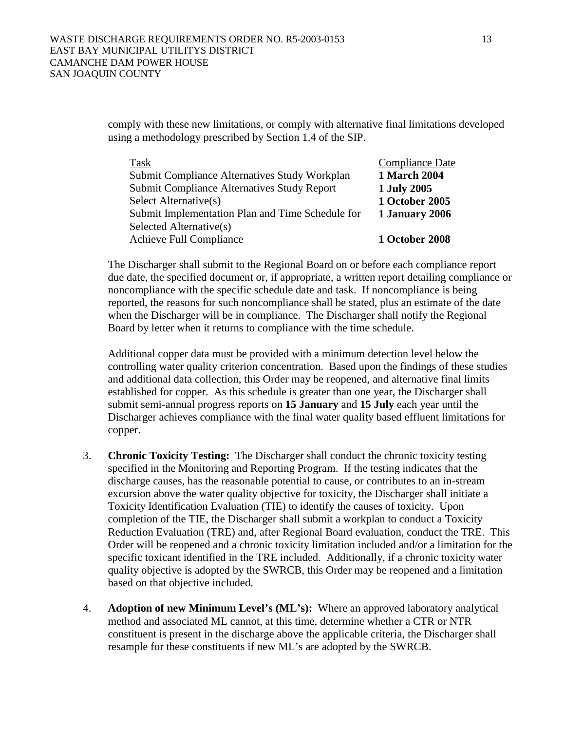comply with these new limitations, or comply with alternative final limitations developed using a methodology prescribed by Section 1.4 of the SIP.

| Task | Compliance Date |
| --- | --- |
| Submit Compliance Alternatives Study Workplan | **1 March 2004** |
| Submit Compliance Alternatives Study Report | **1 July 2005** |
| Select Alternative(s) | **1 October 2005** |
| Submit Implementation Plan and Time Schedule for Selected Alternative(s) | **1 January 2006** |
| Achieve Full Compliance | **1 October 2008** |

The Discharger shall submit to the Regional Board on or before each compliance report due date, the specified document or, if appropriate, a written report detailing compliance or noncompliance with the specific schedule date and task. If noncompliance is being reported, the reasons for such noncompliance shall be stated, plus an estimate of the date when the Discharger will be in compliance. The Discharger shall notify the Regional Board by letter when it returns to compliance with the time schedule.

Additional copper data must be provided with a minimum detection level below the controlling water quality criterion concentration. Based upon the findings of these studies and additional data collection, this Order may be reopened, and alternative final limits established for copper. As this schedule is greater than one year, the Discharger shall submit semi-annual progress reports on **15 January** and **15 July** each year until the Discharger achieves compliance with the final water quality based effluent limitations for copper.

3. **Chronic Toxicity Testing:** The Discharger shall conduct the chronic toxicity testing specified in the Monitoring and Reporting Program. If the testing indicates that the discharge causes, has the reasonable potential to cause, or contributes to an in-stream excursion above the water quality objective for toxicity, the Discharger shall initiate a Toxicity Identification Evaluation (TIE) to identify the causes of toxicity. Upon completion of the TIE, the Discharger shall submit a workplan to conduct a Toxicity Reduction Evaluation (TRE) and, after Regional Board evaluation, conduct the TRE. This Order will be reopened and a chronic toxicity limitation included and/or a limitation for the specific toxicant identified in the TRE included. Additionally, if a chronic toxicity water quality objective is adopted by the SWRCB, this Order may be reopened and a limitation based on that objective included.

4. **Adoption of new Minimum Level's (ML's):** Where an approved laboratory analytical method and associated ML cannot, at this time, determine whether a CTR or NTR constituent is present in the discharge above the applicable criteria, the Discharger shall resample for these constituents if new ML's are adopted by the SWRCB.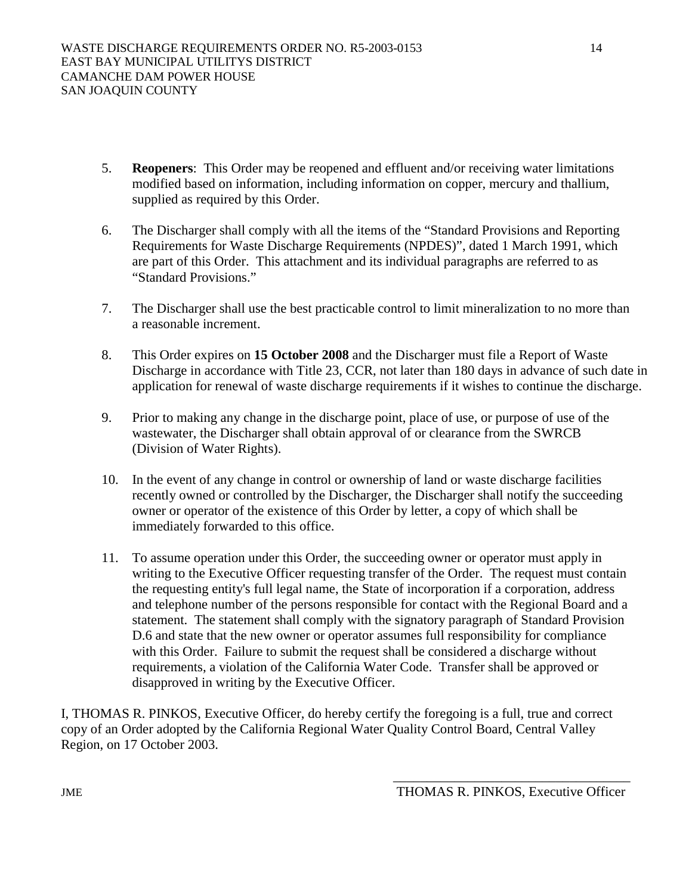5. **Reopeners**: This Order may be reopened and effluent and/or receiving water limitations modified based on information, including information on copper, mercury and thallium, supplied as required by this Order.

6. The Discharger shall comply with all the items of the "Standard Provisions and Reporting Requirements for Waste Discharge Requirements (NPDES)", dated 1 March 1991, which are part of this Order. This attachment and its individual paragraphs are referred to as "Standard Provisions."

7. The Discharger shall use the best practicable control to limit mineralization to no more than a reasonable increment.

8. This Order expires on **15 October 2008** and the Discharger must file a Report of Waste Discharge in accordance with Title 23, CCR, not later than 180 days in advance of such date in application for renewal of waste discharge requirements if it wishes to continue the discharge.

9. Prior to making any change in the discharge point, place of use, or purpose of use of the wastewater, the Discharger shall obtain approval of or clearance from the SWRCB (Division of Water Rights).

10. In the event of any change in control or ownership of land or waste discharge facilities recently owned or controlled by the Discharger, the Discharger shall notify the succeeding owner or operator of the existence of this Order by letter, a copy of which shall be immediately forwarded to this office.

11. To assume operation under this Order, the succeeding owner or operator must apply in writing to the Executive Officer requesting transfer of the Order. The request must contain the requesting entity's full legal name, the State of incorporation if a corporation, address and telephone number of the persons responsible for contact with the Regional Board and a statement. The statement shall comply with the signatory paragraph of Standard Provision D.6 and state that the new owner or operator assumes full responsibility for compliance with this Order. Failure to submit the request shall be considered a discharge without requirements, a violation of the California Water Code. Transfer shall be approved or disapproved in writing by the Executive Officer.

I, THOMAS R. PINKOS, Executive Officer, do hereby certify the foregoing is a full, true and correct copy of an Order adopted by the California Regional Water Quality Control Board, Central Valley Region, on 17 October 2003.

\_\_\_\_\_\_\_\_\_\_\_\_\_\_\_\_\_\_\_\_\_\_\_\_\_\_\_\_\_\_\_\_\_\_\_\_

THOMAS R. PINKOS, Executive Officer

JME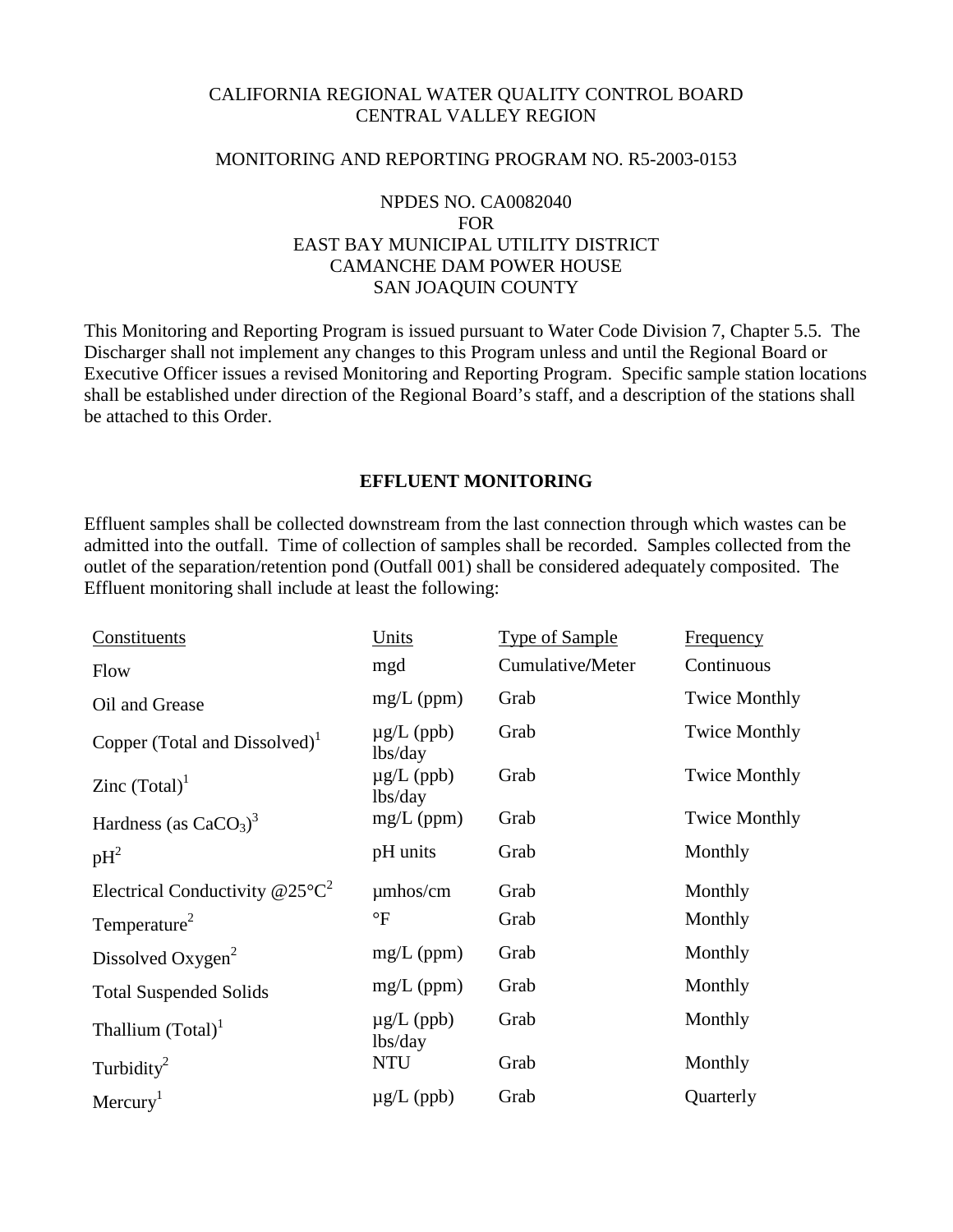CALIFORNIA REGIONAL WATER QUALITY CONTROL BOARD
CENTRAL VALLEY REGION

MONITORING AND REPORTING PROGRAM NO. R5-2003-0153

NPDES NO. CA0082040
FOR
EAST BAY MUNICIPAL UTILITY DISTRICT
CAMANCHE DAM POWER HOUSE
SAN JOAQUIN COUNTY

This Monitoring and Reporting Program is issued pursuant to Water Code Division 7, Chapter 5.5. The Discharger shall not implement any changes to this Program unless and until the Regional Board or Executive Officer issues a revised Monitoring and Reporting Program. Specific sample station locations shall be established under direction of the Regional Board's staff, and a description of the stations shall be attached to this Order.

## EFFLUENT MONITORING

Effluent samples shall be collected downstream from the last connection through which wastes can be admitted into the outfall. Time of collection of samples shall be recorded. Samples collected from the outlet of the separation/retention pond (Outfall 001) shall be considered adequately composited. The Effluent monitoring shall include at least the following:

| Constituents | Units | Type of Sample | Frequency |
|---|---|---|---|
| Flow | mgd | Cumulative/Meter | Continuous |
| Oil and Grease | mg/L (ppm) | Grab | Twice Monthly |
| Copper (Total and Dissolved)[1] | µg/L (ppb) lbs/day | Grab | Twice Monthly |
| Zinc (Total)[1] | µg/L (ppb) lbs/day | Grab | Twice Monthly |
| Hardness (as $CaCO_3$)[3] | mg/L (ppm) | Grab | Twice Monthly |
| pH[2] | pH units | Grab | Monthly |
| Electrical Conductivity @25°C[2] | µmhos/cm | Grab | Monthly |
| Temperature[2] | °F | Grab | Monthly |
| Dissolved Oxygen[2] | mg/L (ppm) | Grab | Monthly |
| Total Suspended Solids | mg/L (ppm) | Grab | Monthly |
| Thallium (Total)[1] | µg/L (ppb) lbs/day | Grab | Monthly |
| Turbidity[2] | NTU | Grab | Monthly |
| Mercury[1] | µg/L (ppb) | Grab | Quarterly |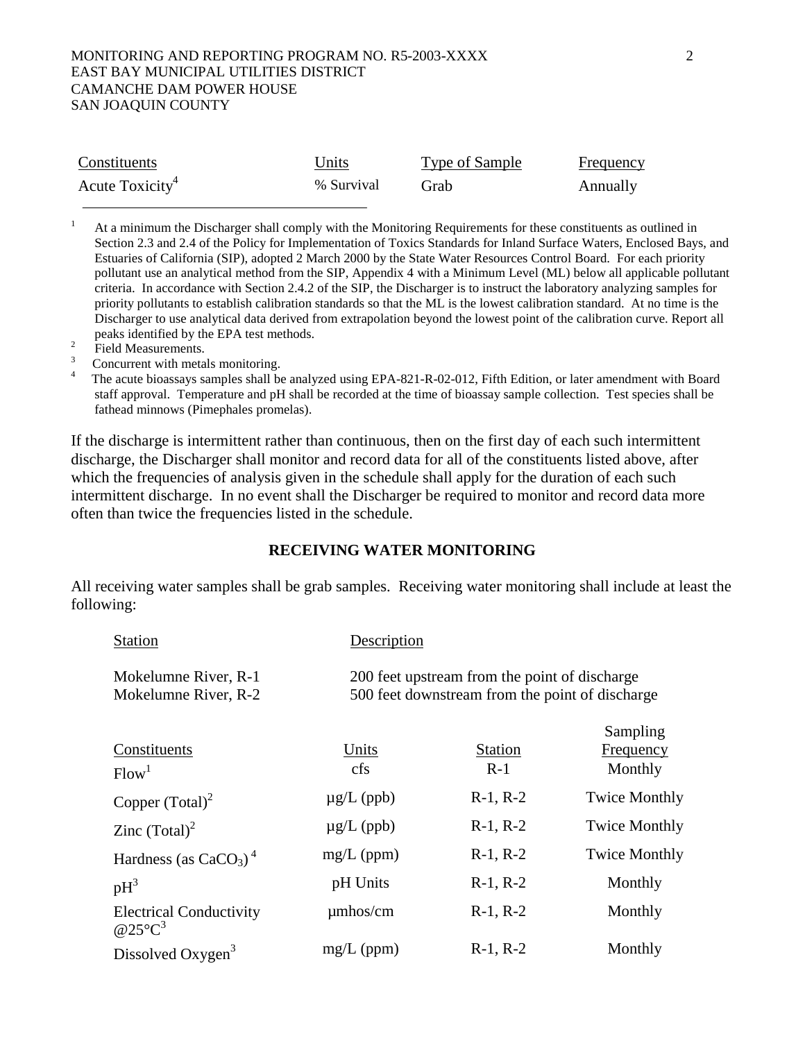| Constituents | Units | Type of Sample | Frequency |
|---|---|---|---|
| Acute Toxicity[4] | % Survival | Grab | Annually |

[1] At a minimum the Discharger shall comply with the Monitoring Requirements for these constituents as outlined in Section 2.3 and 2.4 of the Policy for Implementation of Toxics Standards for Inland Surface Waters, Enclosed Bays, and Estuaries of California (SIP), adopted 2 March 2000 by the State Water Resources Control Board. For each priority pollutant use an analytical method from the SIP, Appendix 4 with a Minimum Level (ML) below all applicable pollutant criteria. In accordance with Section 2.4.2 of the SIP, the Discharger is to instruct the laboratory analyzing samples for priority pollutants to establish calibration standards so that the ML is the lowest calibration standard. At no time is the Discharger to use analytical data derived from extrapolation beyond the lowest point of the calibration curve. Report all peaks identified by the EPA test methods.

[2] Field Measurements.

[3] Concurrent with metals monitoring.

[4] The acute bioassays samples shall be analyzed using EPA-821-R-02-012, Fifth Edition, or later amendment with Board staff approval. Temperature and pH shall be recorded at the time of bioassay sample collection. Test species shall be fathead minnows (Pimephales promelas).

If the discharge is intermittent rather than continuous, then on the first day of each such intermittent discharge, the Discharger shall monitor and record data for all of the constituents listed above, after which the frequencies of analysis given in the schedule shall apply for the duration of each such intermittent discharge. In no event shall the Discharger be required to monitor and record data more often than twice the frequencies listed in the schedule.

## RECEIVING WATER MONITORING

All receiving water samples shall be grab samples. Receiving water monitoring shall include at least the following:

| Station | Description |
|---|---|
| Mokelumne River, R-1 | 200 feet upstream from the point of discharge |
| Mokelumne River, R-2 | 500 feet downstream from the point of discharge |

| Constituents | Units | Station | Sampling Frequency |
|---|---|---|---|
| Flow[1] | cfs | R-1 | Monthly |
| Copper (Total)[2] | µg/L (ppb) | R-1, R-2 | Twice Monthly |
| Zinc (Total)[2] | µg/L (ppb) | R-1, R-2 | Twice Monthly |
| Hardness (as $CaCO_3$)[4] | mg/L (ppm) | R-1, R-2 | Twice Monthly |
| pH[3] | pH Units | R-1, R-2 | Monthly |
| Electrical Conductivity @25°C[3] | µmhos/cm | R-1, R-2 | Monthly |
| Dissolved Oxygen[3] | mg/L (ppm) | R-1, R-2 | Monthly |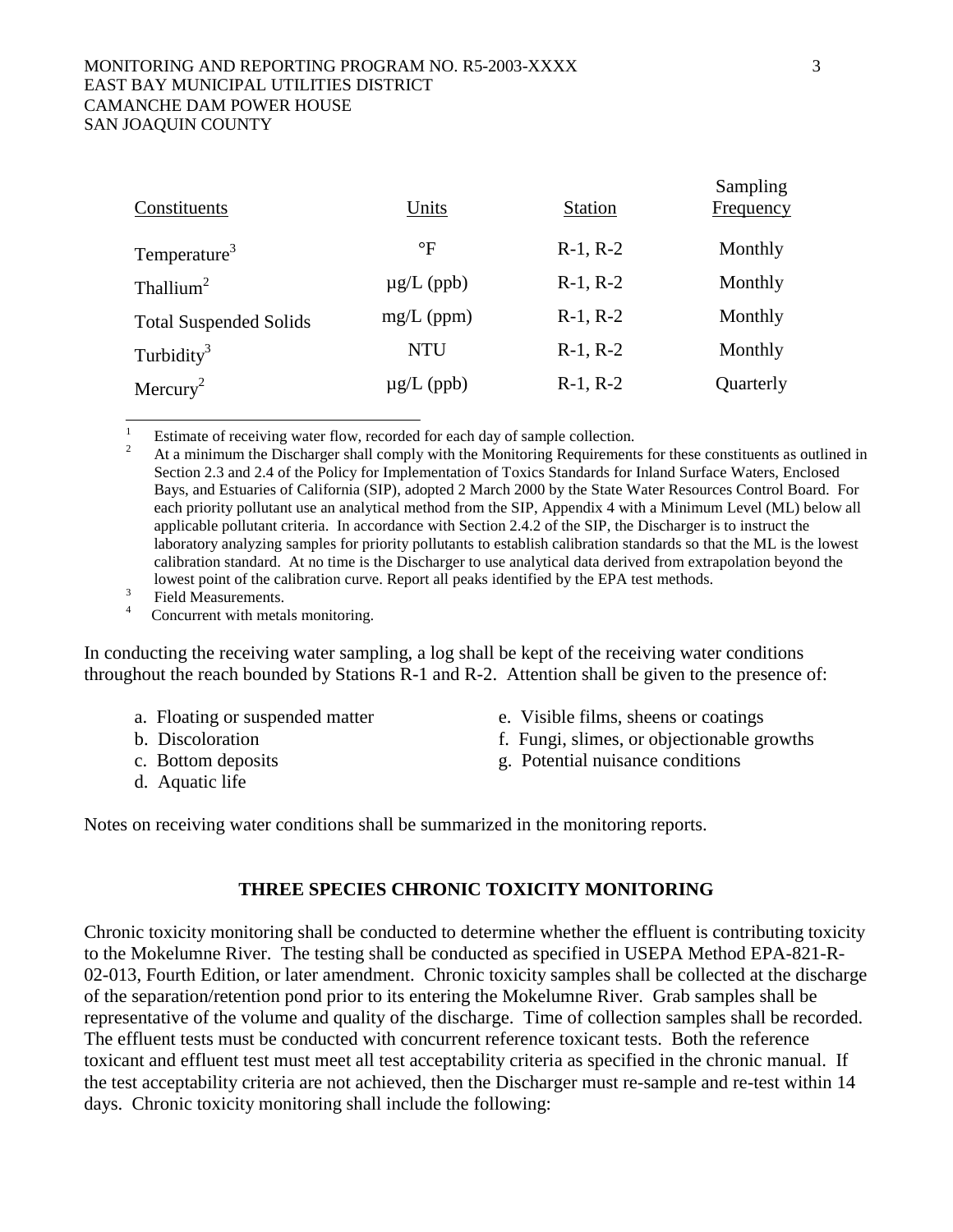| Constituents | Units | Station | Sampling Frequency |
|---|---|---|---|
| Temperature[3] | °F | R-1, R-2 | Monthly |
| Thallium[2] | µg/L (ppb) | R-1, R-2 | Monthly |
| Total Suspended Solids | mg/L (ppm) | R-1, R-2 | Monthly |
| Turbidity[3] | NTU | R-1, R-2 | Monthly |
| Mercury[2] | µg/L (ppb) | R-1, R-2 | Quarterly |

[1] Estimate of receiving water flow, recorded for each day of sample collection.

[2] At a minimum the Discharger shall comply with the Monitoring Requirements for these constituents as outlined in Section 2.3 and 2.4 of the Policy for Implementation of Toxics Standards for Inland Surface Waters, Enclosed Bays, and Estuaries of California (SIP), adopted 2 March 2000 by the State Water Resources Control Board. For each priority pollutant use an analytical method from the SIP, Appendix 4 with a Minimum Level (ML) below all applicable pollutant criteria. In accordance with Section 2.4.2 of the SIP, the Discharger is to instruct the laboratory analyzing samples for priority pollutants to establish calibration standards so that the ML is the lowest calibration standard. At no time is the Discharger to use analytical data derived from extrapolation beyond the lowest point of the calibration curve. Report all peaks identified by the EPA test methods.

[3] Field Measurements.

[4] Concurrent with metals monitoring.

In conducting the receiving water sampling, a log shall be kept of the receiving water conditions throughout the reach bounded by Stations R-1 and R-2. Attention shall be given to the presence of:

a. Floating or suspended matter
b. Discoloration
c. Bottom deposits
d. Aquatic life
e. Visible films, sheens or coatings
f. Fungi, slimes, or objectionable growths
g. Potential nuisance conditions

Notes on receiving water conditions shall be summarized in the monitoring reports.

## THREE SPECIES CHRONIC TOXICITY MONITORING

Chronic toxicity monitoring shall be conducted to determine whether the effluent is contributing toxicity to the Mokelumne River. The testing shall be conducted as specified in USEPA Method EPA-821-R-02-013, Fourth Edition, or later amendment. Chronic toxicity samples shall be collected at the discharge of the separation/retention pond prior to its entering the Mokelumne River. Grab samples shall be representative of the volume and quality of the discharge. Time of collection samples shall be recorded. The effluent tests must be conducted with concurrent reference toxicant tests. Both the reference toxicant and effluent test must meet all test acceptability criteria as specified in the chronic manual. If the test acceptability criteria are not achieved, then the Discharger must re-sample and re-test within 14 days. Chronic toxicity monitoring shall include the following: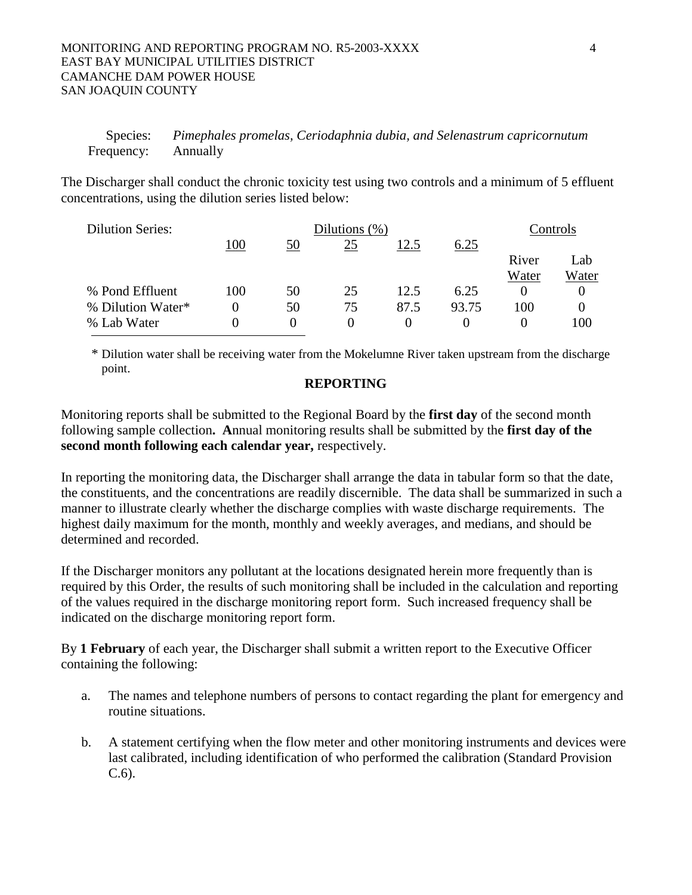Species: *Pimephales promelas, Ceriodaphnia dubia, and Selenastrum capricornutum*
Frequency: Annually

The Discharger shall conduct the chronic toxicity test using two controls and a minimum of 5 effluent concentrations, using the dilution series listed below:

| Dilution Series: | Dilutions (%) | | | | | Controls | |
|---|---|---|---|---|---|---|---|
| | 100 | 50 | 25 | 12.5 | 6.25 | River Water | Lab Water |
| % Pond Effluent | 100 | 50 | 25 | 12.5 | 6.25 | 0 | 0 |
| % Dilution Water* | 0 | 50 | 75 | 87.5 | 93.75 | 100 | 0 |
| % Lab Water | 0 | 0 | 0 | 0 | 0 | 0 | 100 |

\* Dilution water shall be receiving water from the Mokelumne River taken upstream from the discharge point.

## REPORTING

Monitoring reports shall be submitted to the Regional Board by the **first day** of the second month following sample collection**. A**nnual monitoring results shall be submitted by the **first day of the second month following each calendar year,** respectively.

In reporting the monitoring data, the Discharger shall arrange the data in tabular form so that the date, the constituents, and the concentrations are readily discernible. The data shall be summarized in such a manner to illustrate clearly whether the discharge complies with waste discharge requirements. The highest daily maximum for the month, monthly and weekly averages, and medians, and should be determined and recorded.

If the Discharger monitors any pollutant at the locations designated herein more frequently than is required by this Order, the results of such monitoring shall be included in the calculation and reporting of the values required in the discharge monitoring report form. Such increased frequency shall be indicated on the discharge monitoring report form.

By **1 February** of each year, the Discharger shall submit a written report to the Executive Officer containing the following:

a. The names and telephone numbers of persons to contact regarding the plant for emergency and routine situations.

b. A statement certifying when the flow meter and other monitoring instruments and devices were last calibrated, including identification of who performed the calibration (Standard Provision C.6).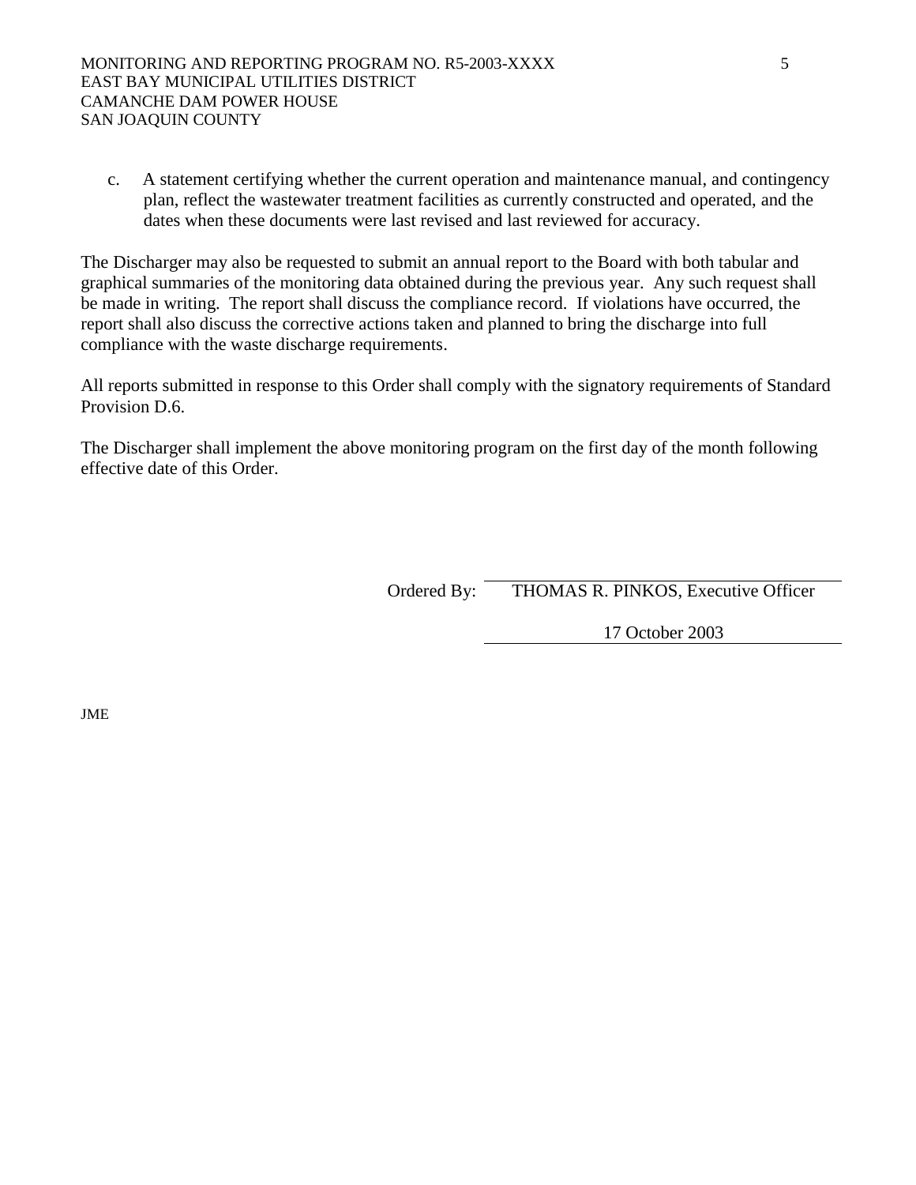c. A statement certifying whether the current operation and maintenance manual, and contingency plan, reflect the wastewater treatment facilities as currently constructed and operated, and the dates when these documents were last revised and last reviewed for accuracy.

The Discharger may also be requested to submit an annual report to the Board with both tabular and graphical summaries of the monitoring data obtained during the previous year. Any such request shall be made in writing. The report shall discuss the compliance record. If violations have occurred, the report shall also discuss the corrective actions taken and planned to bring the discharge into full compliance with the waste discharge requirements.

All reports submitted in response to this Order shall comply with the signatory requirements of Standard Provision D.6.

The Discharger shall implement the above monitoring program on the first day of the month following effective date of this Order.

Ordered By: THOMAS R. PINKOS, Executive Officer

17 October 2003

JME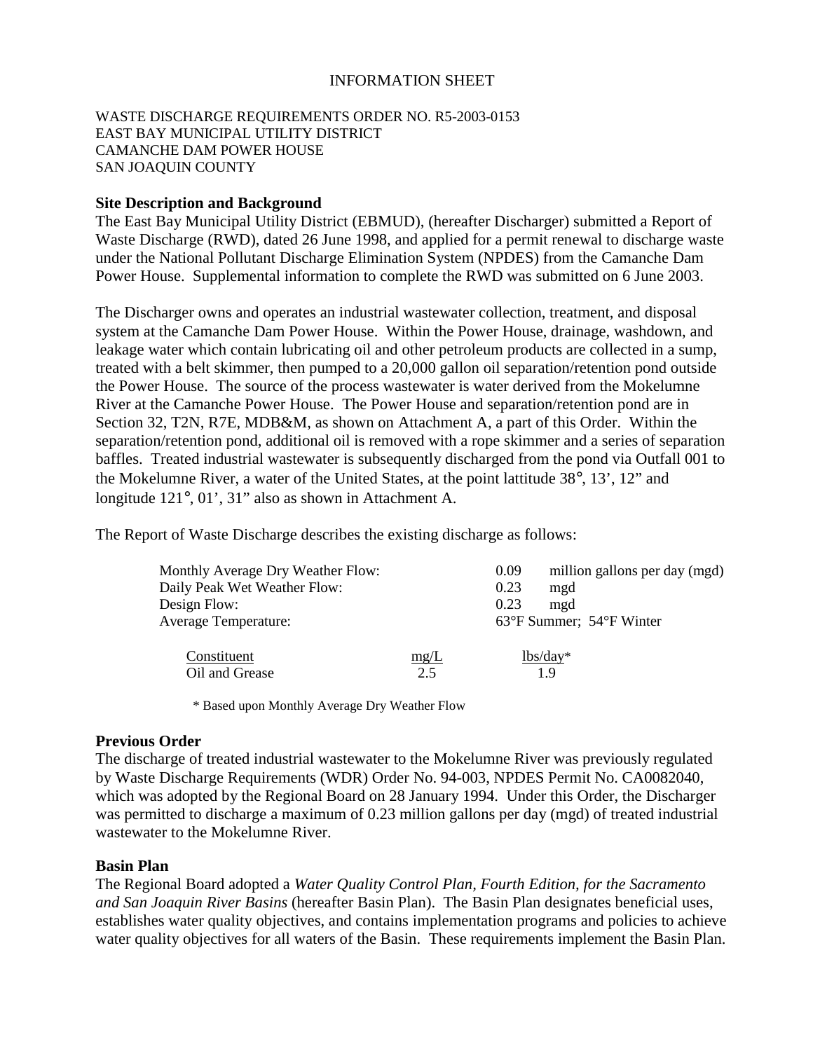# INFORMATION SHEET

WASTE DISCHARGE REQUIREMENTS ORDER NO. R5-2003-0153
EAST BAY MUNICIPAL UTILITY DISTRICT
CAMANCHE DAM POWER HOUSE
SAN JOAQUIN COUNTY

### Site Description and Background

The East Bay Municipal Utility District (EBMUD), (hereafter Discharger) submitted a Report of Waste Discharge (RWD), dated 26 June 1998, and applied for a permit renewal to discharge waste under the National Pollutant Discharge Elimination System (NPDES) from the Camanche Dam Power House. Supplemental information to complete the RWD was submitted on 6 June 2003.

The Discharger owns and operates an industrial wastewater collection, treatment, and disposal system at the Camanche Dam Power House. Within the Power House, drainage, washdown, and leakage water which contain lubricating oil and other petroleum products are collected in a sump, treated with a belt skimmer, then pumped to a 20,000 gallon oil separation/retention pond outside the Power House. The source of the process wastewater is water derived from the Mokelumne River at the Camanche Power House. The Power House and separation/retention pond are in Section 32, T2N, R7E, MDB&M, as shown on Attachment A, a part of this Order. Within the separation/retention pond, additional oil is removed with a rope skimmer and a series of separation baffles. Treated industrial wastewater is subsequently discharged from the pond via Outfall 001 to the Mokelumne River, a water of the United States, at the point lattitude 38°, 13', 12" and longitude 121°, 01', 31" also as shown in Attachment A.

The Report of Waste Discharge describes the existing discharge as follows:

| | |
|---|---|
| Monthly Average Dry Weather Flow: | 0.09 million gallons per day (mgd) |
| Daily Peak Wet Weather Flow: | 0.23 mgd |
| Design Flow: | 0.23 mgd |
| Average Temperature: | 63°F Summer; 54°F Winter |

| Constituent | mg/L | lbs/day* |
|---|---|---|
| Oil and Grease | 2.5 | 1.9 |

\* Based upon Monthly Average Dry Weather Flow

### Previous Order

The discharge of treated industrial wastewater to the Mokelumne River was previously regulated by Waste Discharge Requirements (WDR) Order No. 94-003, NPDES Permit No. CA0082040, which was adopted by the Regional Board on 28 January 1994. Under this Order, the Discharger was permitted to discharge a maximum of 0.23 million gallons per day (mgd) of treated industrial wastewater to the Mokelumne River.

### Basin Plan

The Regional Board adopted a *Water Quality Control Plan, Fourth Edition, for the Sacramento and San Joaquin River Basins* (hereafter Basin Plan). The Basin Plan designates beneficial uses, establishes water quality objectives, and contains implementation programs and policies to achieve water quality objectives for all waters of the Basin. These requirements implement the Basin Plan.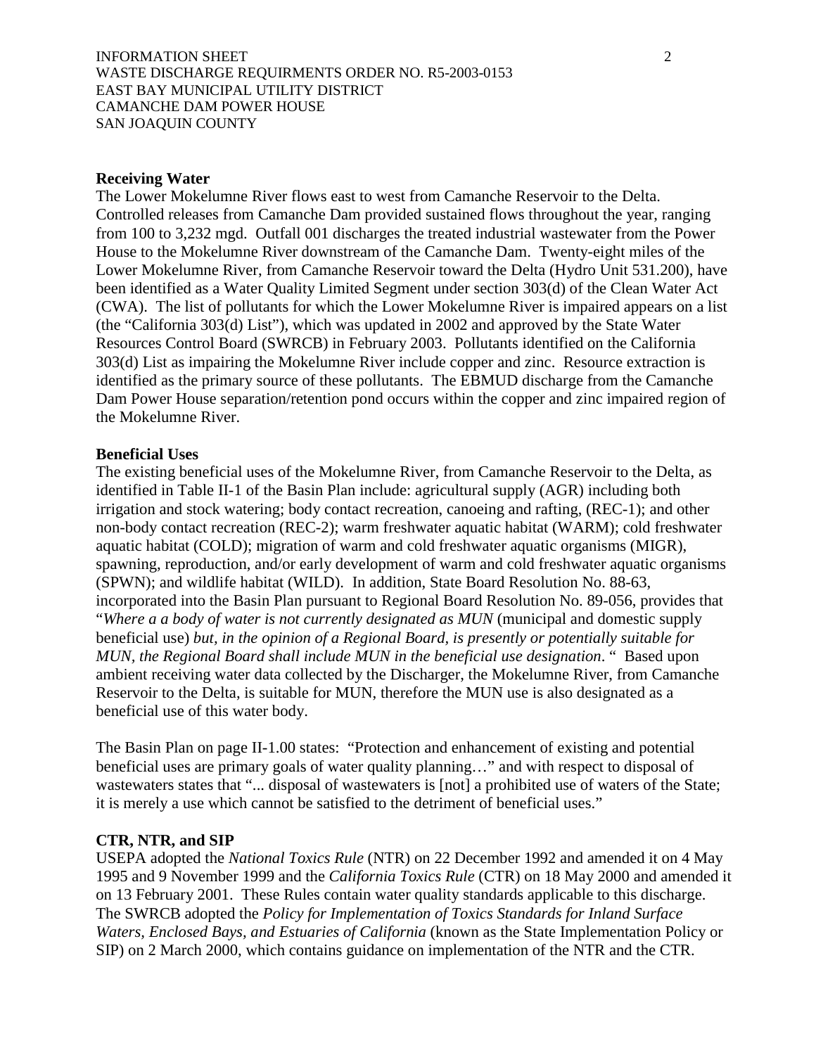**Receiving Water**

The Lower Mokelumne River flows east to west from Camanche Reservoir to the Delta. Controlled releases from Camanche Dam provided sustained flows throughout the year, ranging from 100 to 3,232 mgd. Outfall 001 discharges the treated industrial wastewater from the Power House to the Mokelumne River downstream of the Camanche Dam. Twenty-eight miles of the Lower Mokelumne River, from Camanche Reservoir toward the Delta (Hydro Unit 531.200), have been identified as a Water Quality Limited Segment under section 303(d) of the Clean Water Act (CWA). The list of pollutants for which the Lower Mokelumne River is impaired appears on a list (the "California 303(d) List"), which was updated in 2002 and approved by the State Water Resources Control Board (SWRCB) in February 2003. Pollutants identified on the California 303(d) List as impairing the Mokelumne River include copper and zinc. Resource extraction is identified as the primary source of these pollutants. The EBMUD discharge from the Camanche Dam Power House separation/retention pond occurs within the copper and zinc impaired region of the Mokelumne River.

**Beneficial Uses**

The existing beneficial uses of the Mokelumne River, from Camanche Reservoir to the Delta, as identified in Table II-1 of the Basin Plan include: agricultural supply (AGR) including both irrigation and stock watering; body contact recreation, canoeing and rafting, (REC-1); and other non-body contact recreation (REC-2); warm freshwater aquatic habitat (WARM); cold freshwater aquatic habitat (COLD); migration of warm and cold freshwater aquatic organisms (MIGR), spawning, reproduction, and/or early development of warm and cold freshwater aquatic organisms (SPWN); and wildlife habitat (WILD). In addition, State Board Resolution No. 88-63, incorporated into the Basin Plan pursuant to Regional Board Resolution No. 89-056, provides that "*Where a a body of water is not currently designated as MUN* (municipal and domestic supply beneficial use) *but, in the opinion of a Regional Board, is presently or potentially suitable for MUN, the Regional Board shall include MUN in the beneficial use designation*. " Based upon ambient receiving water data collected by the Discharger, the Mokelumne River, from Camanche Reservoir to the Delta, is suitable for MUN, therefore the MUN use is also designated as a beneficial use of this water body.

The Basin Plan on page II-1.00 states: "Protection and enhancement of existing and potential beneficial uses are primary goals of water quality planning…" and with respect to disposal of wastewaters states that "... disposal of wastewaters is [not] a prohibited use of waters of the State; it is merely a use which cannot be satisfied to the detriment of beneficial uses."

**CTR, NTR, and SIP**

USEPA adopted the *National Toxics Rule* (NTR) on 22 December 1992 and amended it on 4 May 1995 and 9 November 1999 and the *California Toxics Rule* (CTR) on 18 May 2000 and amended it on 13 February 2001. These Rules contain water quality standards applicable to this discharge. The SWRCB adopted the *Policy for Implementation of Toxics Standards for Inland Surface Waters, Enclosed Bays, and Estuaries of California* (known as the State Implementation Policy or SIP) on 2 March 2000, which contains guidance on implementation of the NTR and the CTR.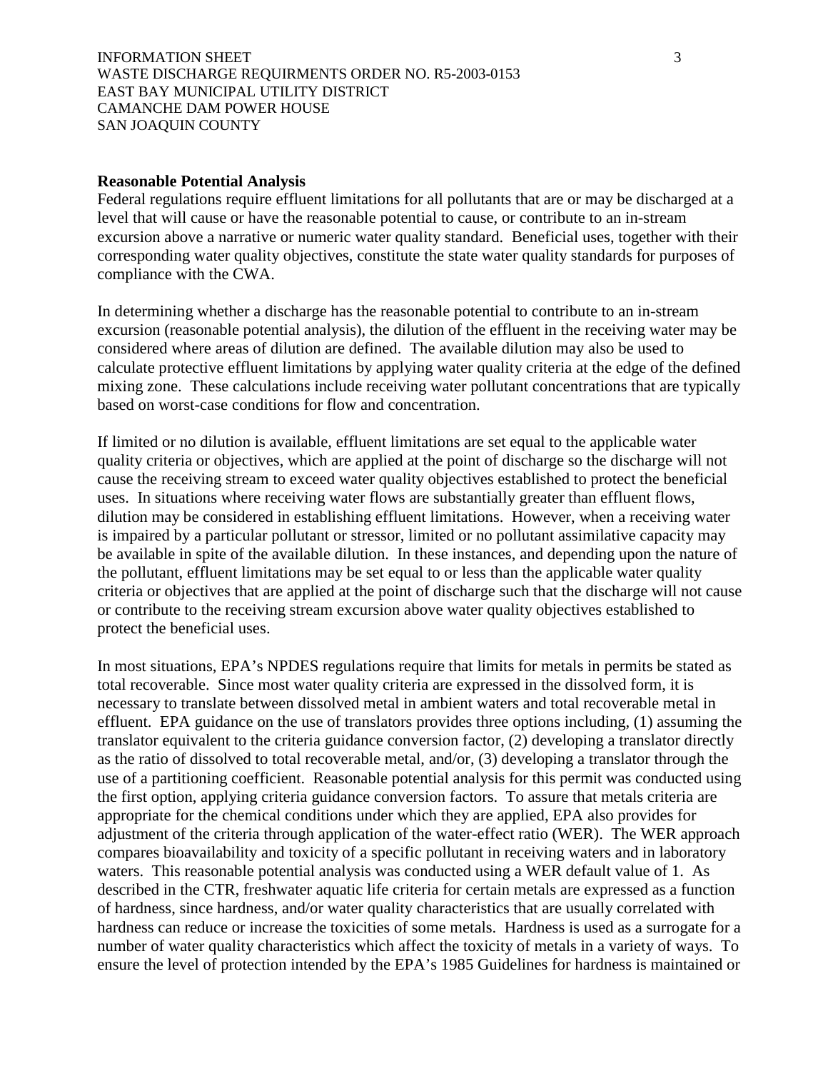**Reasonable Potential Analysis**

Federal regulations require effluent limitations for all pollutants that are or may be discharged at a level that will cause or have the reasonable potential to cause, or contribute to an in-stream excursion above a narrative or numeric water quality standard. Beneficial uses, together with their corresponding water quality objectives, constitute the state water quality standards for purposes of compliance with the CWA.

In determining whether a discharge has the reasonable potential to contribute to an in-stream excursion (reasonable potential analysis), the dilution of the effluent in the receiving water may be considered where areas of dilution are defined. The available dilution may also be used to calculate protective effluent limitations by applying water quality criteria at the edge of the defined mixing zone. These calculations include receiving water pollutant concentrations that are typically based on worst-case conditions for flow and concentration.

If limited or no dilution is available, effluent limitations are set equal to the applicable water quality criteria or objectives, which are applied at the point of discharge so the discharge will not cause the receiving stream to exceed water quality objectives established to protect the beneficial uses. In situations where receiving water flows are substantially greater than effluent flows, dilution may be considered in establishing effluent limitations. However, when a receiving water is impaired by a particular pollutant or stressor, limited or no pollutant assimilative capacity may be available in spite of the available dilution. In these instances, and depending upon the nature of the pollutant, effluent limitations may be set equal to or less than the applicable water quality criteria or objectives that are applied at the point of discharge such that the discharge will not cause or contribute to the receiving stream excursion above water quality objectives established to protect the beneficial uses.

In most situations, EPA's NPDES regulations require that limits for metals in permits be stated as total recoverable. Since most water quality criteria are expressed in the dissolved form, it is necessary to translate between dissolved metal in ambient waters and total recoverable metal in effluent. EPA guidance on the use of translators provides three options including, (1) assuming the translator equivalent to the criteria guidance conversion factor, (2) developing a translator directly as the ratio of dissolved to total recoverable metal, and/or, (3) developing a translator through the use of a partitioning coefficient. Reasonable potential analysis for this permit was conducted using the first option, applying criteria guidance conversion factors. To assure that metals criteria are appropriate for the chemical conditions under which they are applied, EPA also provides for adjustment of the criteria through application of the water-effect ratio (WER). The WER approach compares bioavailability and toxicity of a specific pollutant in receiving waters and in laboratory waters. This reasonable potential analysis was conducted using a WER default value of 1. As described in the CTR, freshwater aquatic life criteria for certain metals are expressed as a function of hardness, since hardness, and/or water quality characteristics that are usually correlated with hardness can reduce or increase the toxicities of some metals. Hardness is used as a surrogate for a number of water quality characteristics which affect the toxicity of metals in a variety of ways. To ensure the level of protection intended by the EPA's 1985 Guidelines for hardness is maintained or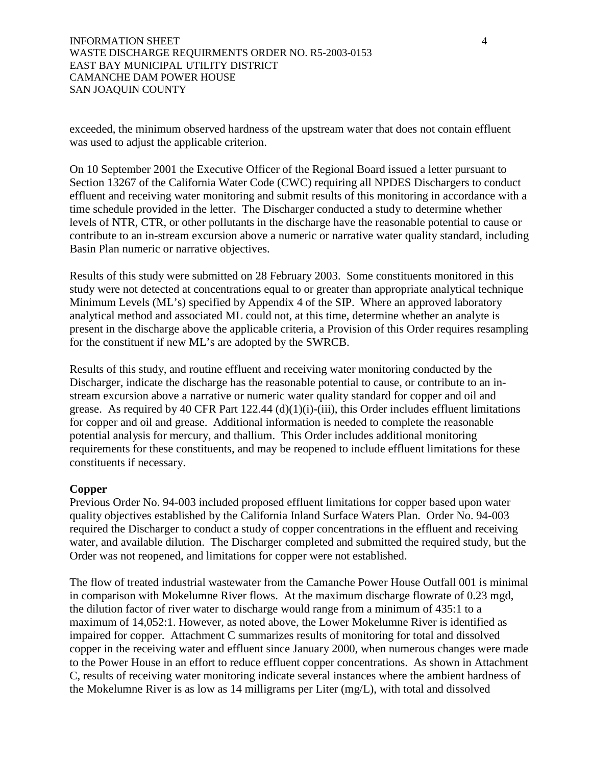exceeded, the minimum observed hardness of the upstream water that does not contain effluent was used to adjust the applicable criterion.

On 10 September 2001 the Executive Officer of the Regional Board issued a letter pursuant to Section 13267 of the California Water Code (CWC) requiring all NPDES Dischargers to conduct effluent and receiving water monitoring and submit results of this monitoring in accordance with a time schedule provided in the letter. The Discharger conducted a study to determine whether levels of NTR, CTR, or other pollutants in the discharge have the reasonable potential to cause or contribute to an in-stream excursion above a numeric or narrative water quality standard, including Basin Plan numeric or narrative objectives.

Results of this study were submitted on 28 February 2003. Some constituents monitored in this study were not detected at concentrations equal to or greater than appropriate analytical technique Minimum Levels (ML's) specified by Appendix 4 of the SIP. Where an approved laboratory analytical method and associated ML could not, at this time, determine whether an analyte is present in the discharge above the applicable criteria, a Provision of this Order requires resampling for the constituent if new ML's are adopted by the SWRCB.

Results of this study, and routine effluent and receiving water monitoring conducted by the Discharger, indicate the discharge has the reasonable potential to cause, or contribute to an in-stream excursion above a narrative or numeric water quality standard for copper and oil and grease. As required by 40 CFR Part 122.44 (d)(1)(i)-(iii), this Order includes effluent limitations for copper and oil and grease. Additional information is needed to complete the reasonable potential analysis for mercury, and thallium. This Order includes additional monitoring requirements for these constituents, and may be reopened to include effluent limitations for these constituents if necessary.

**Copper**
Previous Order No. 94-003 included proposed effluent limitations for copper based upon water quality objectives established by the California Inland Surface Waters Plan. Order No. 94-003 required the Discharger to conduct a study of copper concentrations in the effluent and receiving water, and available dilution. The Discharger completed and submitted the required study, but the Order was not reopened, and limitations for copper were not established.

The flow of treated industrial wastewater from the Camanche Power House Outfall 001 is minimal in comparison with Mokelumne River flows. At the maximum discharge flowrate of 0.23 mgd, the dilution factor of river water to discharge would range from a minimum of 435:1 to a maximum of 14,052:1. However, as noted above, the Lower Mokelumne River is identified as impaired for copper. Attachment C summarizes results of monitoring for total and dissolved copper in the receiving water and effluent since January 2000, when numerous changes were made to the Power House in an effort to reduce effluent copper concentrations. As shown in Attachment C, results of receiving water monitoring indicate several instances where the ambient hardness of the Mokelumne River is as low as 14 milligrams per Liter (mg/L), with total and dissolved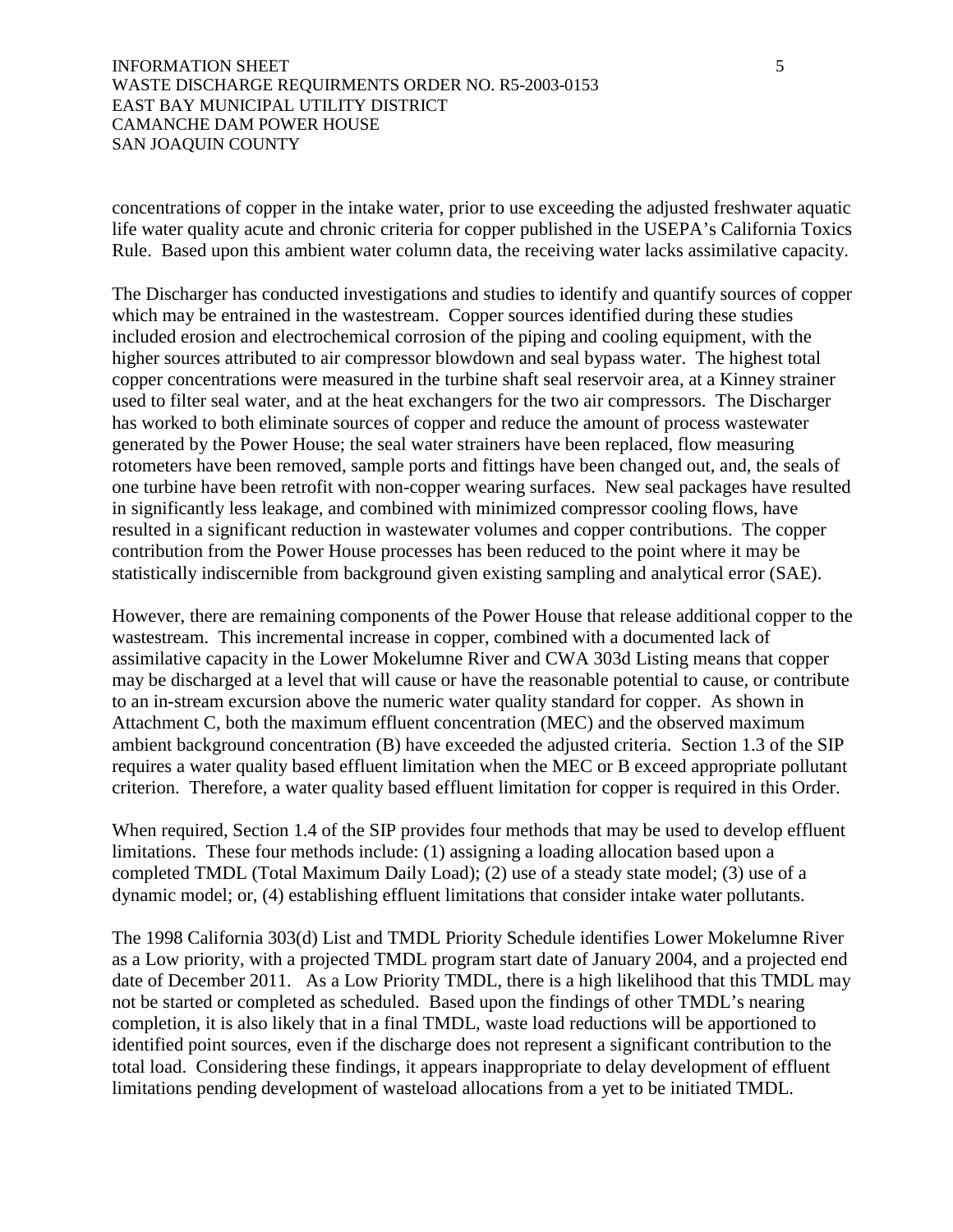concentrations of copper in the intake water, prior to use exceeding the adjusted freshwater aquatic life water quality acute and chronic criteria for copper published in the USEPA's California Toxics Rule. Based upon this ambient water column data, the receiving water lacks assimilative capacity.

The Discharger has conducted investigations and studies to identify and quantify sources of copper which may be entrained in the wastestream. Copper sources identified during these studies included erosion and electrochemical corrosion of the piping and cooling equipment, with the higher sources attributed to air compressor blowdown and seal bypass water. The highest total copper concentrations were measured in the turbine shaft seal reservoir area, at a Kinney strainer used to filter seal water, and at the heat exchangers for the two air compressors. The Discharger has worked to both eliminate sources of copper and reduce the amount of process wastewater generated by the Power House; the seal water strainers have been replaced, flow measuring rotometers have been removed, sample ports and fittings have been changed out, and, the seals of one turbine have been retrofit with non-copper wearing surfaces. New seal packages have resulted in significantly less leakage, and combined with minimized compressor cooling flows, have resulted in a significant reduction in wastewater volumes and copper contributions. The copper contribution from the Power House processes has been reduced to the point where it may be statistically indiscernible from background given existing sampling and analytical error (SAE).

However, there are remaining components of the Power House that release additional copper to the wastestream. This incremental increase in copper, combined with a documented lack of assimilative capacity in the Lower Mokelumne River and CWA 303d Listing means that copper may be discharged at a level that will cause or have the reasonable potential to cause, or contribute to an in-stream excursion above the numeric water quality standard for copper. As shown in Attachment C, both the maximum effluent concentration (MEC) and the observed maximum ambient background concentration (B) have exceeded the adjusted criteria. Section 1.3 of the SIP requires a water quality based effluent limitation when the MEC or B exceed appropriate pollutant criterion. Therefore, a water quality based effluent limitation for copper is required in this Order.

When required, Section 1.4 of the SIP provides four methods that may be used to develop effluent limitations. These four methods include: (1) assigning a loading allocation based upon a completed TMDL (Total Maximum Daily Load); (2) use of a steady state model; (3) use of a dynamic model; or, (4) establishing effluent limitations that consider intake water pollutants.

The 1998 California 303(d) List and TMDL Priority Schedule identifies Lower Mokelumne River as a Low priority, with a projected TMDL program start date of January 2004, and a projected end date of December 2011. As a Low Priority TMDL, there is a high likelihood that this TMDL may not be started or completed as scheduled. Based upon the findings of other TMDL's nearing completion, it is also likely that in a final TMDL, waste load reductions will be apportioned to identified point sources, even if the discharge does not represent a significant contribution to the total load. Considering these findings, it appears inappropriate to delay development of effluent limitations pending development of wasteload allocations from a yet to be initiated TMDL.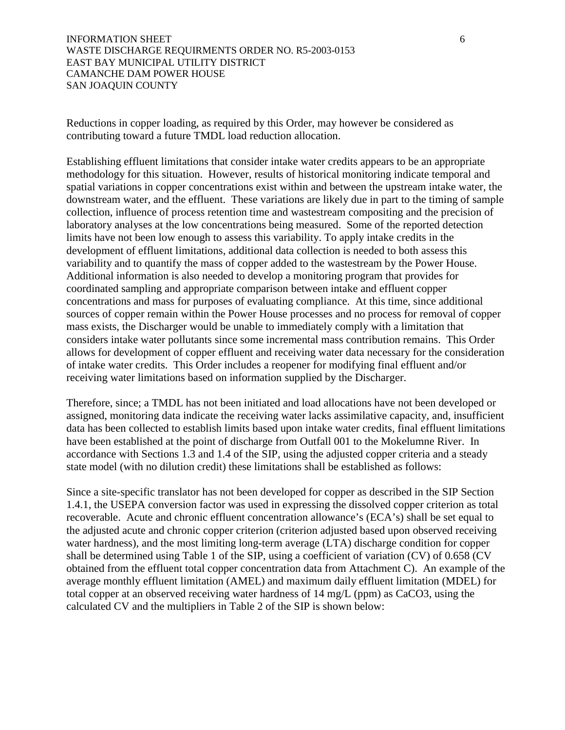Reductions in copper loading, as required by this Order, may however be considered as contributing toward a future TMDL load reduction allocation.

Establishing effluent limitations that consider intake water credits appears to be an appropriate methodology for this situation. However, results of historical monitoring indicate temporal and spatial variations in copper concentrations exist within and between the upstream intake water, the downstream water, and the effluent. These variations are likely due in part to the timing of sample collection, influence of process retention time and wastestream compositing and the precision of laboratory analyses at the low concentrations being measured. Some of the reported detection limits have not been low enough to assess this variability. To apply intake credits in the development of effluent limitations, additional data collection is needed to both assess this variability and to quantify the mass of copper added to the wastestream by the Power House. Additional information is also needed to develop a monitoring program that provides for coordinated sampling and appropriate comparison between intake and effluent copper concentrations and mass for purposes of evaluating compliance. At this time, since additional sources of copper remain within the Power House processes and no process for removal of copper mass exists, the Discharger would be unable to immediately comply with a limitation that considers intake water pollutants since some incremental mass contribution remains. This Order allows for development of copper effluent and receiving water data necessary for the consideration of intake water credits. This Order includes a reopener for modifying final effluent and/or receiving water limitations based on information supplied by the Discharger.

Therefore, since; a TMDL has not been initiated and load allocations have not been developed or assigned, monitoring data indicate the receiving water lacks assimilative capacity, and, insufficient data has been collected to establish limits based upon intake water credits, final effluent limitations have been established at the point of discharge from Outfall 001 to the Mokelumne River. In accordance with Sections 1.3 and 1.4 of the SIP, using the adjusted copper criteria and a steady state model (with no dilution credit) these limitations shall be established as follows:

Since a site-specific translator has not been developed for copper as described in the SIP Section 1.4.1, the USEPA conversion factor was used in expressing the dissolved copper criterion as total recoverable. Acute and chronic effluent concentration allowance's (ECA's) shall be set equal to the adjusted acute and chronic copper criterion (criterion adjusted based upon observed receiving water hardness), and the most limiting long-term average (LTA) discharge condition for copper shall be determined using Table 1 of the SIP, using a coefficient of variation (CV) of 0.658 (CV obtained from the effluent total copper concentration data from Attachment C). An example of the average monthly effluent limitation (AMEL) and maximum daily effluent limitation (MDEL) for total copper at an observed receiving water hardness of 14 mg/L (ppm) as $CaCO_3$, using the calculated CV and the multipliers in Table 2 of the SIP is shown below: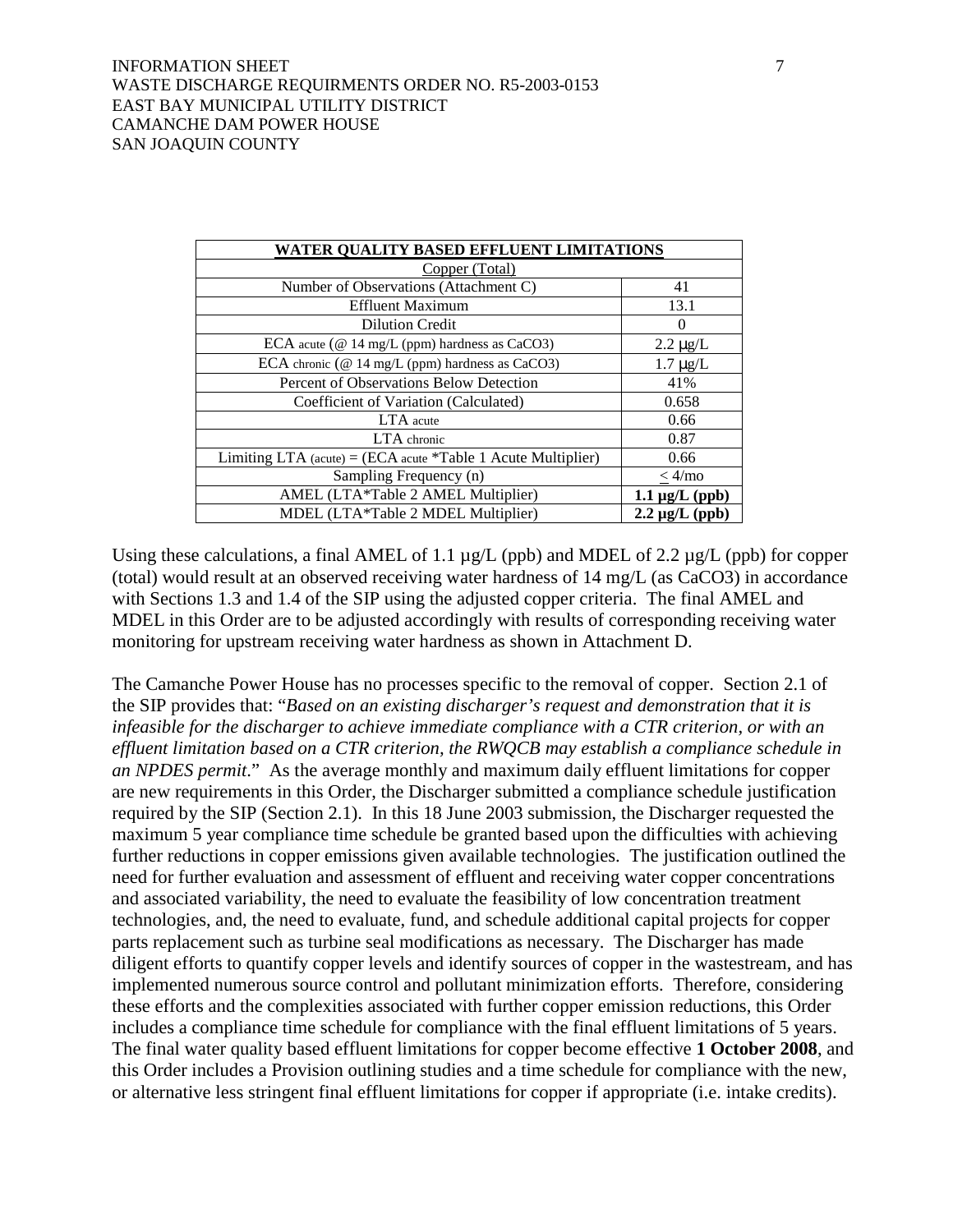| WATER QUALITY BASED EFFLUENT LIMITATIONS | |
|---|---|
| Copper (Total) | |
| Number of Observations (Attachment C) | 41 |
| Effluent Maximum | 13.1 |
| Dilution Credit | 0 |
| ECA $_{acute}$ (@ 14 mg/L (ppm) hardness as $CaCO_3$) | 2.2 μg/L |
| ECA $_{chronic}$ (@ 14 mg/L (ppm) hardness as $CaCO_3$) | 1.7 μg/L |
| Percent of Observations Below Detection | 41% |
| Coefficient of Variation (Calculated) | 0.658 |
| LTA $_{acute}$ | 0.66 |
| LTA $_{chronic}$ | 0.87 |
| Limiting LTA $_{(acute)}$ = (ECA $_{acute}$ *Table 1 Acute Multiplier) | 0.66 |
| Sampling Frequency (n) | ≤ 4/mo |
| AMEL (LTA*Table 2 AMEL Multiplier) | **1.1 μg/L (ppb)** |
| MDEL (LTA*Table 2 MDEL Multiplier) | **2.2 μg/L (ppb)** |

Using these calculations, a final AMEL of 1.1 µg/L (ppb) and MDEL of 2.2 µg/L (ppb) for copper (total) would result at an observed receiving water hardness of 14 mg/L (as $CaCO_3$) in accordance with Sections 1.3 and 1.4 of the SIP using the adjusted copper criteria. The final AMEL and MDEL in this Order are to be adjusted accordingly with results of corresponding receiving water monitoring for upstream receiving water hardness as shown in Attachment D.

The Camanche Power House has no processes specific to the removal of copper. Section 2.1 of the SIP provides that: "*Based on an existing discharger's request and demonstration that it is infeasible for the discharger to achieve immediate compliance with a CTR criterion, or with an effluent limitation based on a CTR criterion, the RWQCB may establish a compliance schedule in an NPDES permit*." As the average monthly and maximum daily effluent limitations for copper are new requirements in this Order, the Discharger submitted a compliance schedule justification required by the SIP (Section 2.1). In this 18 June 2003 submission, the Discharger requested the maximum 5 year compliance time schedule be granted based upon the difficulties with achieving further reductions in copper emissions given available technologies. The justification outlined the need for further evaluation and assessment of effluent and receiving water copper concentrations and associated variability, the need to evaluate the feasibility of low concentration treatment technologies, and, the need to evaluate, fund, and schedule additional capital projects for copper parts replacement such as turbine seal modifications as necessary. The Discharger has made diligent efforts to quantify copper levels and identify sources of copper in the wastestream, and has implemented numerous source control and pollutant minimization efforts. Therefore, considering these efforts and the complexities associated with further copper emission reductions, this Order includes a compliance time schedule for compliance with the final effluent limitations of 5 years. The final water quality based effluent limitations for copper become effective **1 October 2008**, and this Order includes a Provision outlining studies and a time schedule for compliance with the new, or alternative less stringent final effluent limitations for copper if appropriate (i.e. intake credits).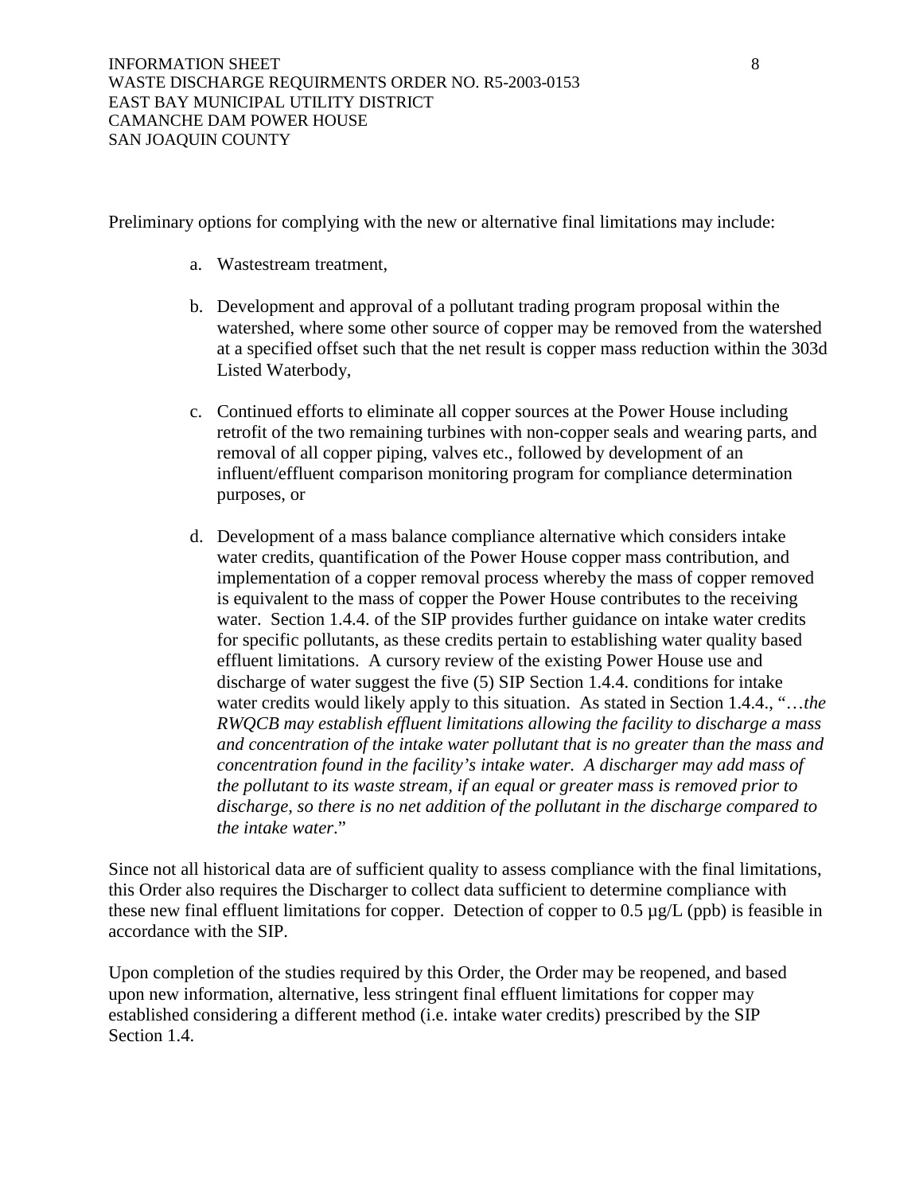Preliminary options for complying with the new or alternative final limitations may include:

a. Wastestream treatment,

b. Development and approval of a pollutant trading program proposal within the watershed, where some other source of copper may be removed from the watershed at a specified offset such that the net result is copper mass reduction within the 303d Listed Waterbody,

c. Continued efforts to eliminate all copper sources at the Power House including retrofit of the two remaining turbines with non-copper seals and wearing parts, and removal of all copper piping, valves etc., followed by development of an influent/effluent comparison monitoring program for compliance determination purposes, or

d. Development of a mass balance compliance alternative which considers intake water credits, quantification of the Power House copper mass contribution, and implementation of a copper removal process whereby the mass of copper removed is equivalent to the mass of copper the Power House contributes to the receiving water. Section 1.4.4. of the SIP provides further guidance on intake water credits for specific pollutants, as these credits pertain to establishing water quality based effluent limitations. A cursory review of the existing Power House use and discharge of water suggest the five (5) SIP Section 1.4.4. conditions for intake water credits would likely apply to this situation. As stated in Section 1.4.4., "…*the RWQCB may establish effluent limitations allowing the facility to discharge a mass and concentration of the intake water pollutant that is no greater than the mass and concentration found in the facility's intake water. A discharger may add mass of the pollutant to its waste stream, if an equal or greater mass is removed prior to discharge, so there is no net addition of the pollutant in the discharge compared to the intake water*."

Since not all historical data are of sufficient quality to assess compliance with the final limitations, this Order also requires the Discharger to collect data sufficient to determine compliance with these new final effluent limitations for copper. Detection of copper to 0.5 µg/L (ppb) is feasible in accordance with the SIP.

Upon completion of the studies required by this Order, the Order may be reopened, and based upon new information, alternative, less stringent final effluent limitations for copper may established considering a different method (i.e. intake water credits) prescribed by the SIP Section 1.4.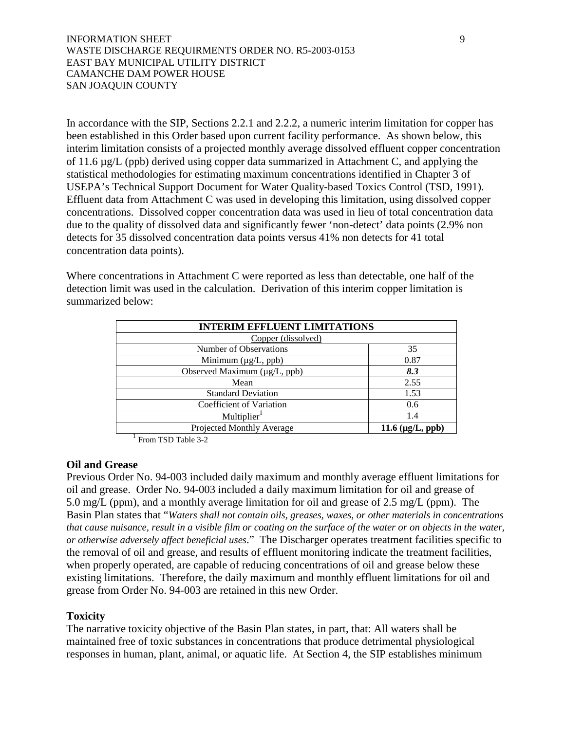In accordance with the SIP, Sections 2.2.1 and 2.2.2, a numeric interim limitation for copper has been established in this Order based upon current facility performance. As shown below, this interim limitation consists of a projected monthly average dissolved effluent copper concentration of 11.6 µg/L (ppb) derived using copper data summarized in Attachment C, and applying the statistical methodologies for estimating maximum concentrations identified in Chapter 3 of USEPA's Technical Support Document for Water Quality-based Toxics Control (TSD, 1991). Effluent data from Attachment C was used in developing this limitation, using dissolved copper concentrations. Dissolved copper concentration data was used in lieu of total concentration data due to the quality of dissolved data and significantly fewer 'non-detect' data points (2.9% non detects for 35 dissolved concentration data points versus 41% non detects for 41 total concentration data points).

Where concentrations in Attachment C were reported as less than detectable, one half of the detection limit was used in the calculation. Derivation of this interim copper limitation is summarized below:

| INTERIM EFFLUENT LIMITATIONS | |
|---|---|
| Copper (dissolved) | |
| Number of Observations | 35 |
| Minimum (µg/L, ppb) | 0.87 |
| Observed Maximum (µg/L, ppb) | ***8.3*** |
| Mean | 2.55 |
| Standard Deviation | 1.53 |
| Coefficient of Variation | 0.6 |
| Multiplier[1] | 1.4 |
| Projected Monthly Average | **11.6 (µg/L, ppb)** |

[1] From TSD Table 3-2

**Oil and Grease**

Previous Order No. 94-003 included daily maximum and monthly average effluent limitations for oil and grease. Order No. 94-003 included a daily maximum limitation for oil and grease of 5.0 mg/L (ppm), and a monthly average limitation for oil and grease of 2.5 mg/L (ppm). The Basin Plan states that "*Waters shall not contain oils, greases, waxes, or other materials in concentrations that cause nuisance, result in a visible film or coating on the surface of the water or on objects in the water, or otherwise adversely affect beneficial uses*." The Discharger operates treatment facilities specific to the removal of oil and grease, and results of effluent monitoring indicate the treatment facilities, when properly operated, are capable of reducing concentrations of oil and grease below these existing limitations. Therefore, the daily maximum and monthly effluent limitations for oil and grease from Order No. 94-003 are retained in this new Order.

**Toxicity**

The narrative toxicity objective of the Basin Plan states, in part, that: All waters shall be maintained free of toxic substances in concentrations that produce detrimental physiological responses in human, plant, animal, or aquatic life. At Section 4, the SIP establishes minimum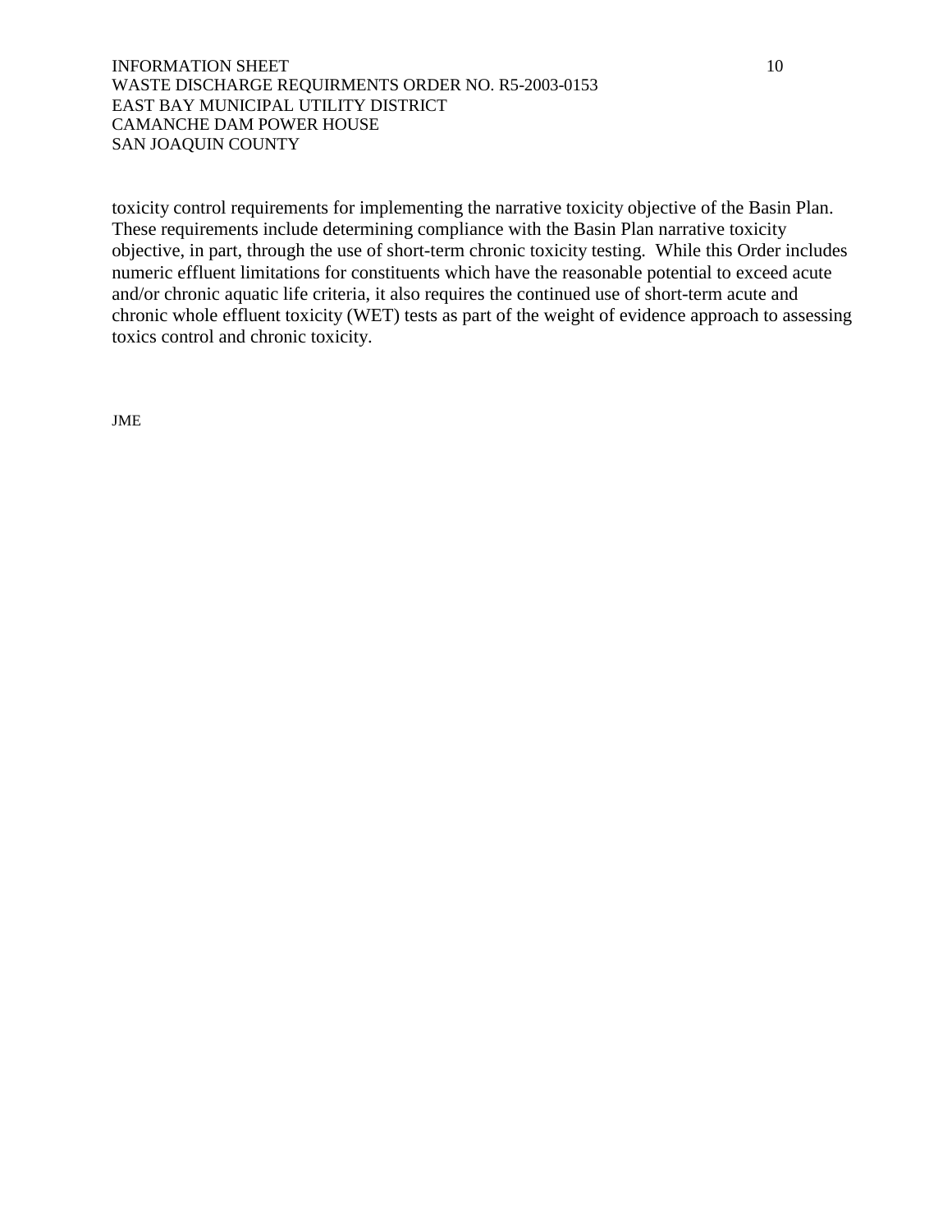toxicity control requirements for implementing the narrative toxicity objective of the Basin Plan. These requirements include determining compliance with the Basin Plan narrative toxicity objective, in part, through the use of short-term chronic toxicity testing. While this Order includes numeric effluent limitations for constituents which have the reasonable potential to exceed acute and/or chronic aquatic life criteria, it also requires the continued use of short-term acute and chronic whole effluent toxicity (WET) tests as part of the weight of evidence approach to assessing toxics control and chronic toxicity.

JME